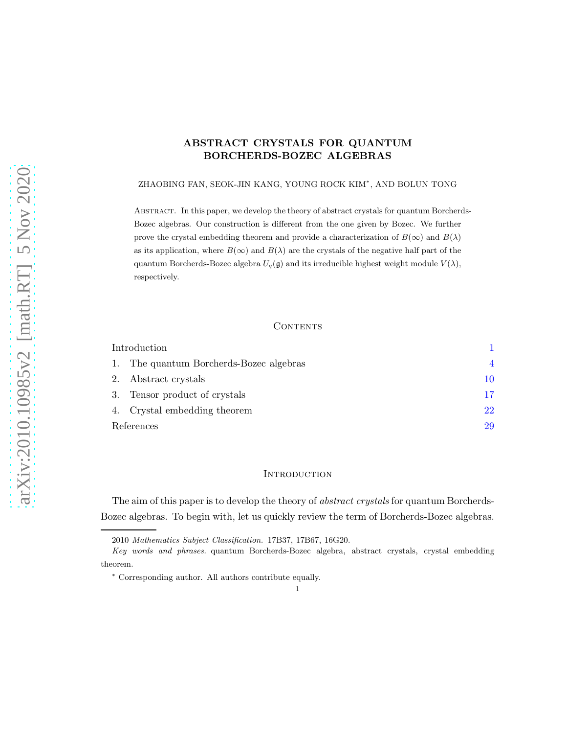# ABSTRACT CRYSTALS FOR QUANTUM BORCHERDS-BOZEC ALGEBRAS

ZHAOBING FAN, SEOK-JIN KANG, YOUNG ROCK KIM*, AND BOLUN TONG

Abstract. In this paper, we develop the theory of abstract crystals for quantum Borcherds-Bozec algebras. Our construction is different from the one given by Bozec. We further prove the crystal embedding theorem and provide a characterization of $B(\infty)$ and $B(\lambda)$ as its application, where $B(\infty)$ and $B(\lambda)$ are the crystals of the negative half part of the quantum Borcherds-Bozec algebra $U_q(\mathfrak{g})$ and its irreducible highest weight module $V(\lambda)$, respectively.

## Contents

| | |
|---|---|
| Introduction | 1 |
| 1. The quantum Borcherds-Bozec algebras | 4 |
| 2. Abstract crystals | 10 |
| 3. Tensor product of crystals | 17 |
| 4. Crystal embedding theorem | 22 |
| References | 29 |

## Introduction

The aim of this paper is to develop the theory of *abstract crystals* for quantum Borcherds-Bozec algebras. To begin with, let us quickly review the term of Borcherds-Bozec algebras.

2010 *Mathematics Subject Classification.* 17B37, 17B67, 16G20.

*Key words and phrases.* quantum Borcherds-Bozec algebra, abstract crystals, crystal embedding theorem.

\* Corresponding author. All authors contribute equally.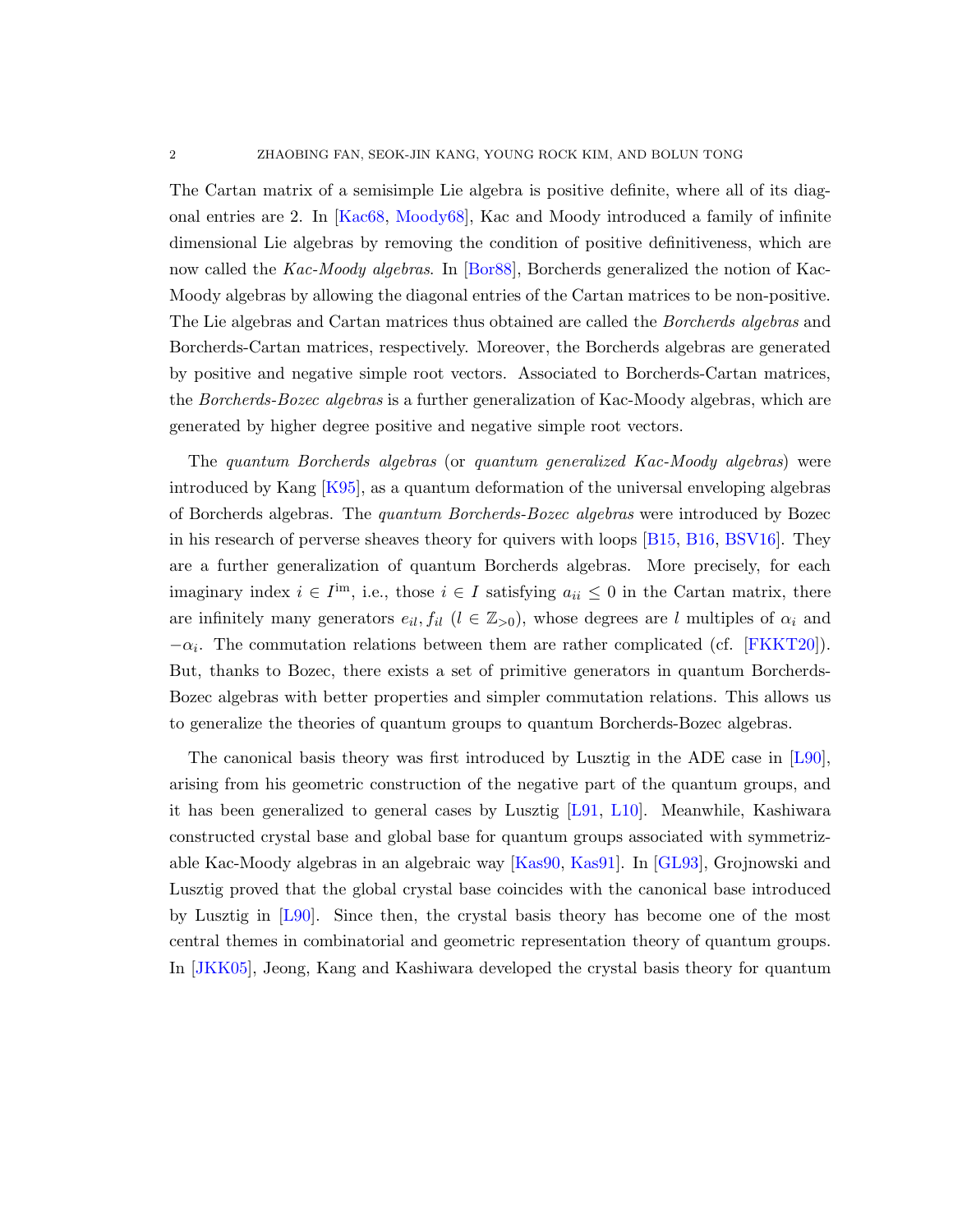The Cartan matrix of a semisimple Lie algebra is positive definite, where all of its diagonal entries are 2. In [Kac68, Moody68], Kac and Moody introduced a family of infinite dimensional Lie algebras by removing the condition of positive definitiveness, which are now called the *Kac-Moody algebras*. In [Bor88], Borcherds generalized the notion of Kac-Moody algebras by allowing the diagonal entries of the Cartan matrices to be non-positive. The Lie algebras and Cartan matrices thus obtained are called the *Borcherds algebras* and Borcherds-Cartan matrices, respectively. Moreover, the Borcherds algebras are generated by positive and negative simple root vectors. Associated to Borcherds-Cartan matrices, the *Borcherds-Bozec algebras* is a further generalization of Kac-Moody algebras, which are generated by higher degree positive and negative simple root vectors.

The *quantum Borcherds algebras* (or *quantum generalized Kac-Moody algebras*) were introduced by Kang [K95], as a quantum deformation of the universal enveloping algebras of Borcherds algebras. The *quantum Borcherds-Bozec algebras* were introduced by Bozec in his research of perverse sheaves theory for quivers with loops [B15, B16, BSV16]. They are a further generalization of quantum Borcherds algebras. More precisely, for each imaginary index $i \in I^{\mathrm{im}}$, i.e., those $i \in I$ satisfying $a_{ii} \leq 0$ in the Cartan matrix, there are infinitely many generators $e_{il}, f_{il}$ ($l \in \mathbb{Z}_{>0}$), whose degrees are $l$ multiples of $\alpha_i$ and $-\alpha_i$. The commutation relations between them are rather complicated (cf. [FKKT20]). But, thanks to Bozec, there exists a set of primitive generators in quantum Borcherds-Bozec algebras with better properties and simpler commutation relations. This allows us to generalize the theories of quantum groups to quantum Borcherds-Bozec algebras.

The canonical basis theory was first introduced by Lusztig in the ADE case in [L90], arising from his geometric construction of the negative part of the quantum groups, and it has been generalized to general cases by Lusztig [L91, L10]. Meanwhile, Kashiwara constructed crystal base and global base for quantum groups associated with symmetrizable Kac-Moody algebras in an algebraic way [Kas90, Kas91]. In [GL93], Grojnowski and Lusztig proved that the global crystal base coincides with the canonical base introduced by Lusztig in [L90]. Since then, the crystal basis theory has become one of the most central themes in combinatorial and geometric representation theory of quantum groups. In [JKK05], Jeong, Kang and Kashiwara developed the crystal basis theory for quantum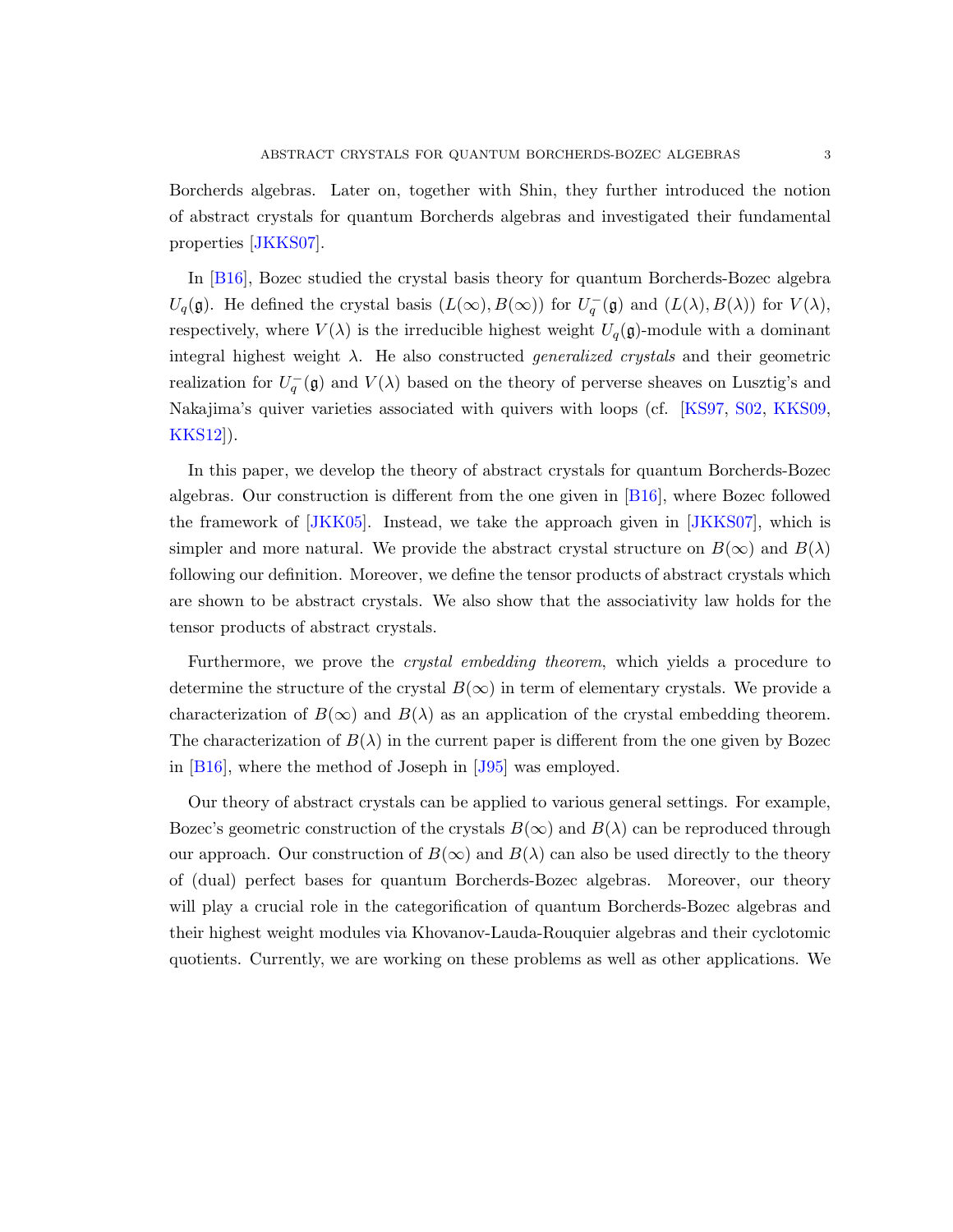Borcherds algebras. Later on, together with Shin, they further introduced the notion of abstract crystals for quantum Borcherds algebras and investigated their fundamental properties [JKKS07].

In [B16], Bozec studied the crystal basis theory for quantum Borcherds-Bozec algebra $U_q(\mathfrak{g})$. He defined the crystal basis $(L(\infty), B(\infty))$ for $U_q^-(\mathfrak{g})$ and $(L(\lambda), B(\lambda))$ for $V(\lambda)$, respectively, where $V(\lambda)$ is the irreducible highest weight $U_q(\mathfrak{g})$-module with a dominant integral highest weight $\lambda$. He also constructed *generalized crystals* and their geometric realization for $U_q^-(\mathfrak{g})$ and $V(\lambda)$ based on the theory of perverse sheaves on Lusztig's and Nakajima's quiver varieties associated with quivers with loops (cf. [KS97, S02, KKS09, KKS12]).

In this paper, we develop the theory of abstract crystals for quantum Borcherds-Bozec algebras. Our construction is different from the one given in [B16], where Bozec followed the framework of [JKK05]. Instead, we take the approach given in [JKKS07], which is simpler and more natural. We provide the abstract crystal structure on $B(\infty)$ and $B(\lambda)$ following our definition. Moreover, we define the tensor products of abstract crystals which are shown to be abstract crystals. We also show that the associativity law holds for the tensor products of abstract crystals.

Furthermore, we prove the *crystal embedding theorem*, which yields a procedure to determine the structure of the crystal $B(\infty)$ in term of elementary crystals. We provide a characterization of $B(\infty)$ and $B(\lambda)$ as an application of the crystal embedding theorem. The characterization of $B(\lambda)$ in the current paper is different from the one given by Bozec in [B16], where the method of Joseph in [J95] was employed.

Our theory of abstract crystals can be applied to various general settings. For example, Bozec's geometric construction of the crystals $B(\infty)$ and $B(\lambda)$ can be reproduced through our approach. Our construction of $B(\infty)$ and $B(\lambda)$ can also be used directly to the theory of (dual) perfect bases for quantum Borcherds-Bozec algebras. Moreover, our theory will play a crucial role in the categorification of quantum Borcherds-Bozec algebras and their highest weight modules via Khovanov-Lauda-Rouquier algebras and their cyclotomic quotients. Currently, we are working on these problems as well as other applications. We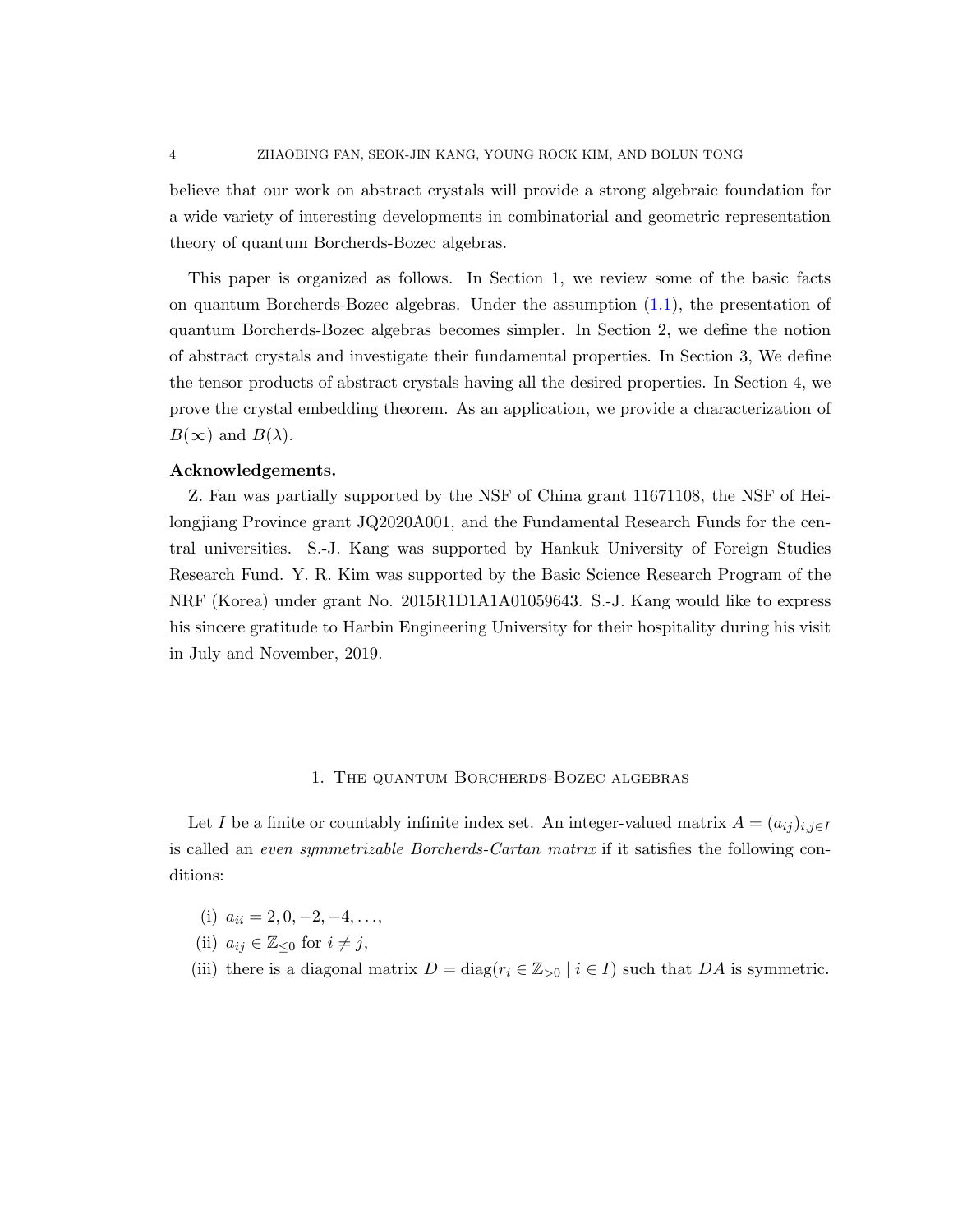believe that our work on abstract crystals will provide a strong algebraic foundation for a wide variety of interesting developments in combinatorial and geometric representation theory of quantum Borcherds-Bozec algebras.

This paper is organized as follows. In Section 1, we review some of the basic facts on quantum Borcherds-Bozec algebras. Under the assumption (1.1), the presentation of quantum Borcherds-Bozec algebras becomes simpler. In Section 2, we define the notion of abstract crystals and investigate their fundamental properties. In Section 3, We define the tensor products of abstract crystals having all the desired properties. In Section 4, we prove the crystal embedding theorem. As an application, we provide a characterization of $B(\infty)$ and $B(\lambda)$.

**Acknowledgements.**

Z. Fan was partially supported by the NSF of China grant 11671108, the NSF of Heilongjiang Province grant JQ2020A001, and the Fundamental Research Funds for the central universities. S.-J. Kang was supported by Hankuk University of Foreign Studies Research Fund. Y. R. Kim was supported by the Basic Science Research Program of the NRF (Korea) under grant No. 2015R1D1A1A01059643. S.-J. Kang would like to express his sincere gratitude to Harbin Engineering University for their hospitality during his visit in July and November, 2019.

## 1. The quantum Borcherds-Bozec algebras

Let $I$ be a finite or countably infinite index set. An integer-valued matrix $A = (a_{ij})_{i,j \in I}$ is called an *even symmetrizable Borcherds-Cartan matrix* if it satisfies the following conditions:

(i) $a_{ii} = 2, 0, -2, -4, \ldots,$

(ii) $a_{ij} \in \mathbb{Z}_{\leq 0}$ for $i \neq j$,

(iii) there is a diagonal matrix $D = \operatorname{diag}(r_i \in \mathbb{Z}_{>0} \mid i \in I)$ such that $DA$ is symmetric.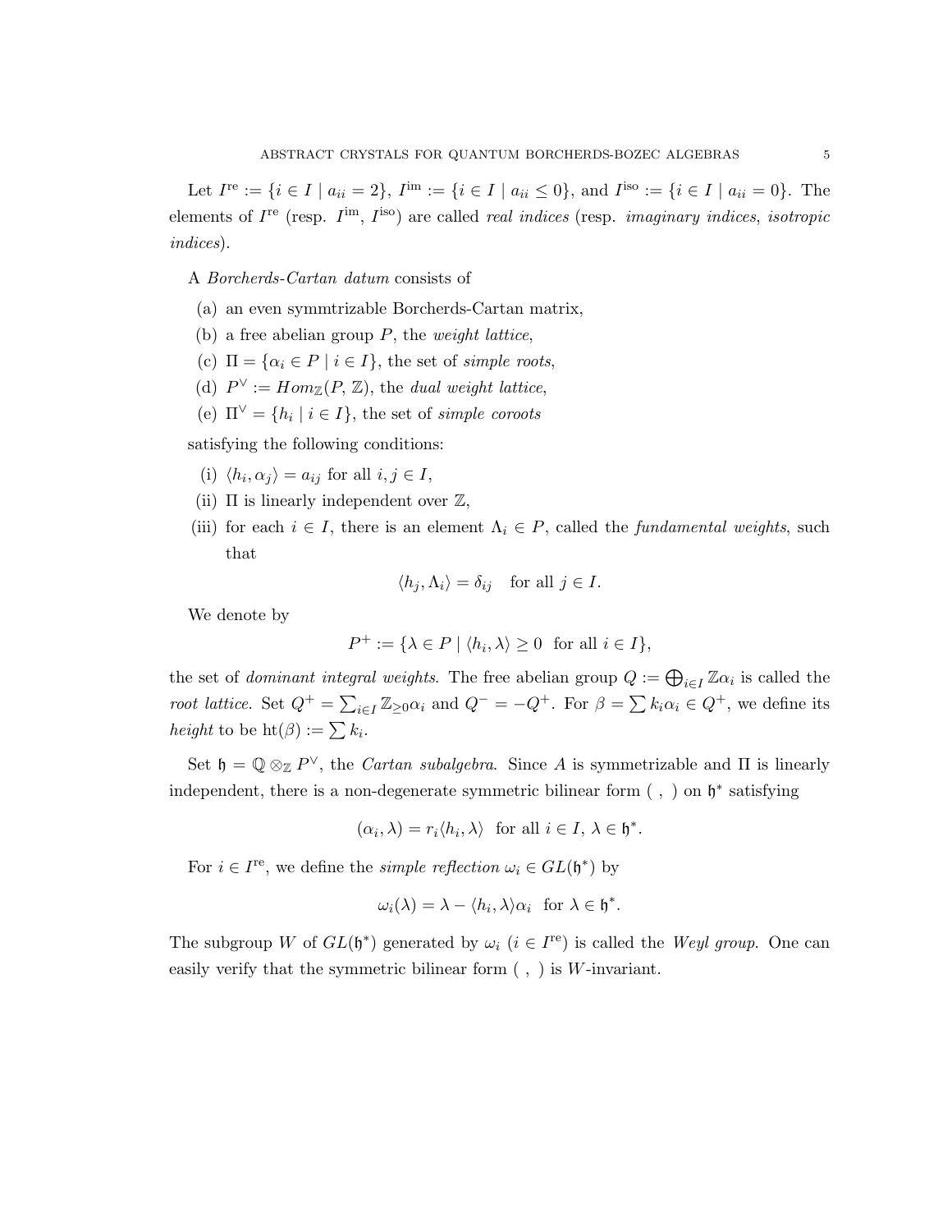Let $I^{\mathrm{re}} := \{i \in I \mid a_{ii} = 2\}$, $I^{\mathrm{im}} := \{i \in I \mid a_{ii} \leq 0\}$, and $I^{\mathrm{iso}} := \{i \in I \mid a_{ii} = 0\}$. The elements of $I^{\mathrm{re}}$ (resp. $I^{\mathrm{im}}$, $I^{\mathrm{iso}}$) are called *real indices* (resp. *imaginary indices*, *isotropic indices*).

A *Borcherds-Cartan datum* consists of

(a) an even symmtrizable Borcherds-Cartan matrix,

(b) a free abelian group $P$, the *weight lattice*,

(c) $\Pi = \{\alpha_i \in P \mid i \in I\}$, the set of *simple roots*,

(d) $P^\vee := Hom_{\mathbb{Z}}(P, \mathbb{Z})$, the *dual weight lattice*,

(e) $\Pi^\vee = \{h_i \mid i \in I\}$, the set of *simple coroots*

satisfying the following conditions:

(i) $\langle h_i, \alpha_j \rangle = a_{ij}$ for all $i, j \in I$,

(ii) $\Pi$ is linearly independent over $\mathbb{Z}$,

(iii) for each $i \in I$, there is an element $\Lambda_i \in P$, called the *fundamental weights*, such that

$$\langle h_j, \Lambda_i \rangle = \delta_{ij} \quad \text{for all } j \in I.$$

We denote by

$$P^+ := \{\lambda \in P \mid \langle h_i, \lambda \rangle \geq 0 \ \text{ for all } i \in I\},$$

the set of *dominant integral weights*. The free abelian group $Q := \bigoplus_{i \in I} \mathbb{Z}\alpha_i$ is called the *root lattice*. Set $Q^+ = \sum_{i \in I} \mathbb{Z}_{\geq 0}\alpha_i$ and $Q^- = -Q^+$. For $\beta = \sum k_i \alpha_i \in Q^+$, we define its *height* to be $\mathrm{ht}(\beta) := \sum k_i$.

Set $\mathfrak{h} = \mathbb{Q} \otimes_{\mathbb{Z}} P^\vee$, the *Cartan subalgebra*. Since $A$ is symmetrizable and $\Pi$ is linearly independent, there is a non-degenerate symmetric bilinear form $( \ , \ )$ on $\mathfrak{h}^*$ satisfying

$$(\alpha_i, \lambda) = r_i \langle h_i, \lambda \rangle \ \text{ for all } i \in I, \, \lambda \in \mathfrak{h}^*.$$

For $i \in I^{\mathrm{re}}$, we define the *simple reflection* $\omega_i \in GL(\mathfrak{h}^*)$ by

$$\omega_i(\lambda) = \lambda - \langle h_i, \lambda \rangle \alpha_i \ \text{ for } \lambda \in \mathfrak{h}^*.$$

The subgroup $W$ of $GL(\mathfrak{h}^*)$ generated by $\omega_i$ ($i \in I^{\mathrm{re}}$) is called the *Weyl group*. One can easily verify that the symmetric bilinear form $( \ , \ )$ is $W$-invariant.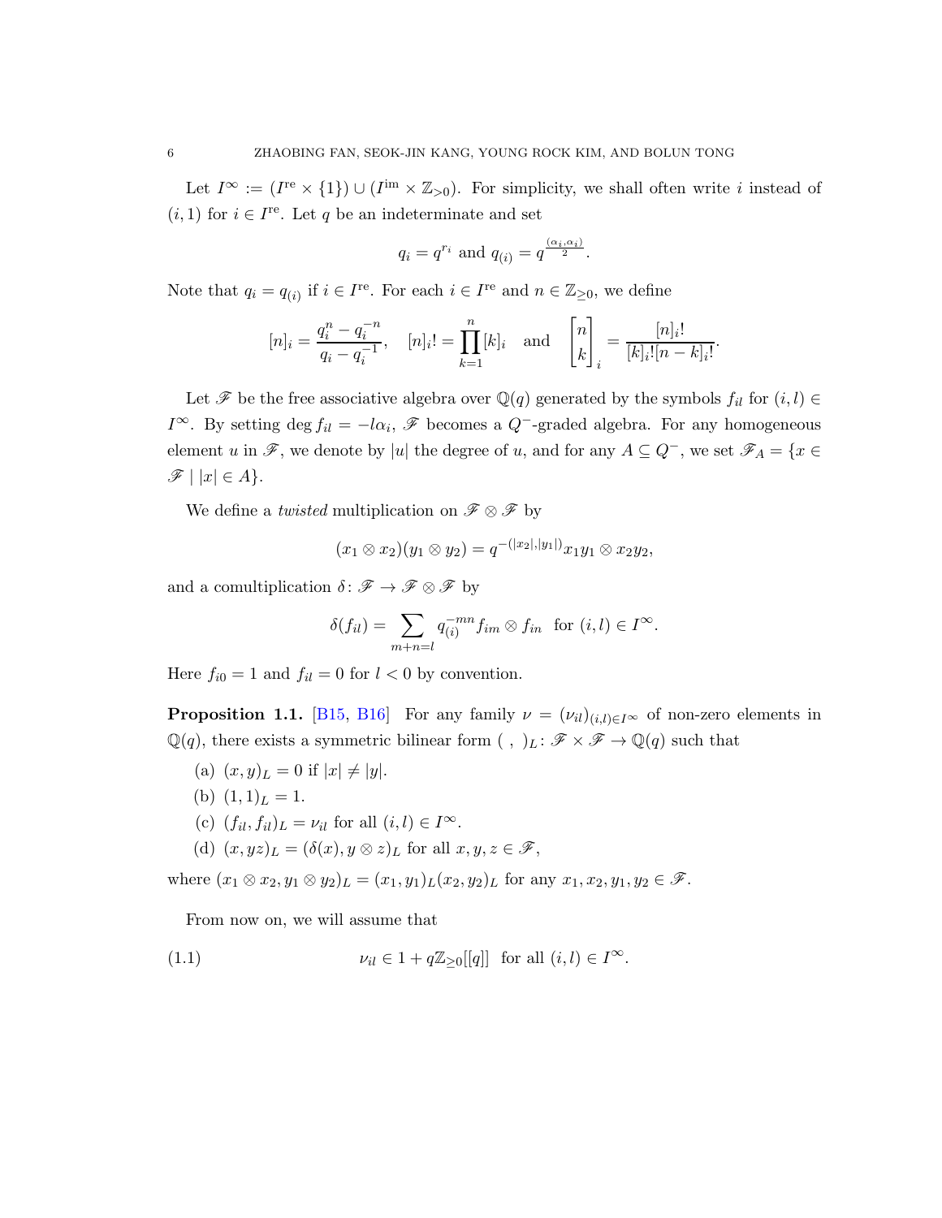Let $I^\infty := (I^{\rm re} \times \{1\}) \cup (I^{\rm im} \times \mathbb{Z}_{>0})$. For simplicity, we shall often write $i$ instead of $(i, 1)$ for $i \in I^{\rm re}$. Let $q$ be an indeterminate and set

$$q_i = q^{r_i} \text{ and } q_{(i)} = q^{\frac{(\alpha_i, \alpha_i)}{2}}.$$

Note that $q_i = q_{(i)}$ if $i \in I^{\rm re}$. For each $i \in I^{\rm re}$ and $n \in \mathbb{Z}_{\geq 0}$, we define

$$[n]_i = \frac{q_i^n - q_i^{-n}}{q_i - q_i^{-1}}, \quad [n]_i! = \prod_{k=1}^{n} [k]_i \quad \text{and} \quad \begin{bmatrix} n \\ k \end{bmatrix}_i = \frac{[n]_i!}{[k]_i![n-k]_i!}.$$

Let $\mathscr{F}$ be the free associative algebra over $\mathbb{Q}(q)$ generated by the symbols $f_{il}$ for $(i, l) \in I^\infty$. By setting $\deg f_{il} = -l\alpha_i$, $\mathscr{F}$ becomes a $Q^-$-graded algebra. For any homogeneous element $u$ in $\mathscr{F}$, we denote by $|u|$ the degree of $u$, and for any $A \subseteq Q^-$, we set $\mathscr{F}_A = \{x \in \mathscr{F} \mid |x| \in A\}$.

We define a *twisted* multiplication on $\mathscr{F} \otimes \mathscr{F}$ by

$$(x_1 \otimes x_2)(y_1 \otimes y_2) = q^{-(|x_2|, |y_1|)} x_1 y_1 \otimes x_2 y_2,$$

and a comultiplication $\delta \colon \mathscr{F} \to \mathscr{F} \otimes \mathscr{F}$ by

$$\delta(f_{il}) = \sum_{m+n=l} q_{(i)}^{-mn} f_{im} \otimes f_{in} \quad \text{for } (i, l) \in I^\infty.$$

Here $f_{i0} = 1$ and $f_{il} = 0$ for $l < 0$ by convention.

**Proposition 1.1.** [B15, B16] For any family $\nu = (\nu_{il})_{(i,l) \in I^\infty}$ of non-zero elements in $\mathbb{Q}(q)$, there exists a symmetric bilinear form $(\ ,\ )_L \colon \mathscr{F} \times \mathscr{F} \to \mathbb{Q}(q)$ such that

(a) $(x, y)_L = 0$ if $|x| \neq |y|$.

(b) $(1, 1)_L = 1$.

(c) $(f_{il}, f_{il})_L = \nu_{il}$ for all $(i, l) \in I^\infty$.

(d) $(x, yz)_L = (\delta(x), y \otimes z)_L$ for all $x, y, z \in \mathscr{F}$,

where $(x_1 \otimes x_2, y_1 \otimes y_2)_L = (x_1, y_1)_L (x_2, y_2)_L$ for any $x_1, x_2, y_1, y_2 \in \mathscr{F}$.

From now on, we will assume that

$$\nu_{il} \in 1 + q\mathbb{Z}_{\geq 0}[[q]] \quad \text{for all } (i, l) \in I^\infty. \tag{1.1}$$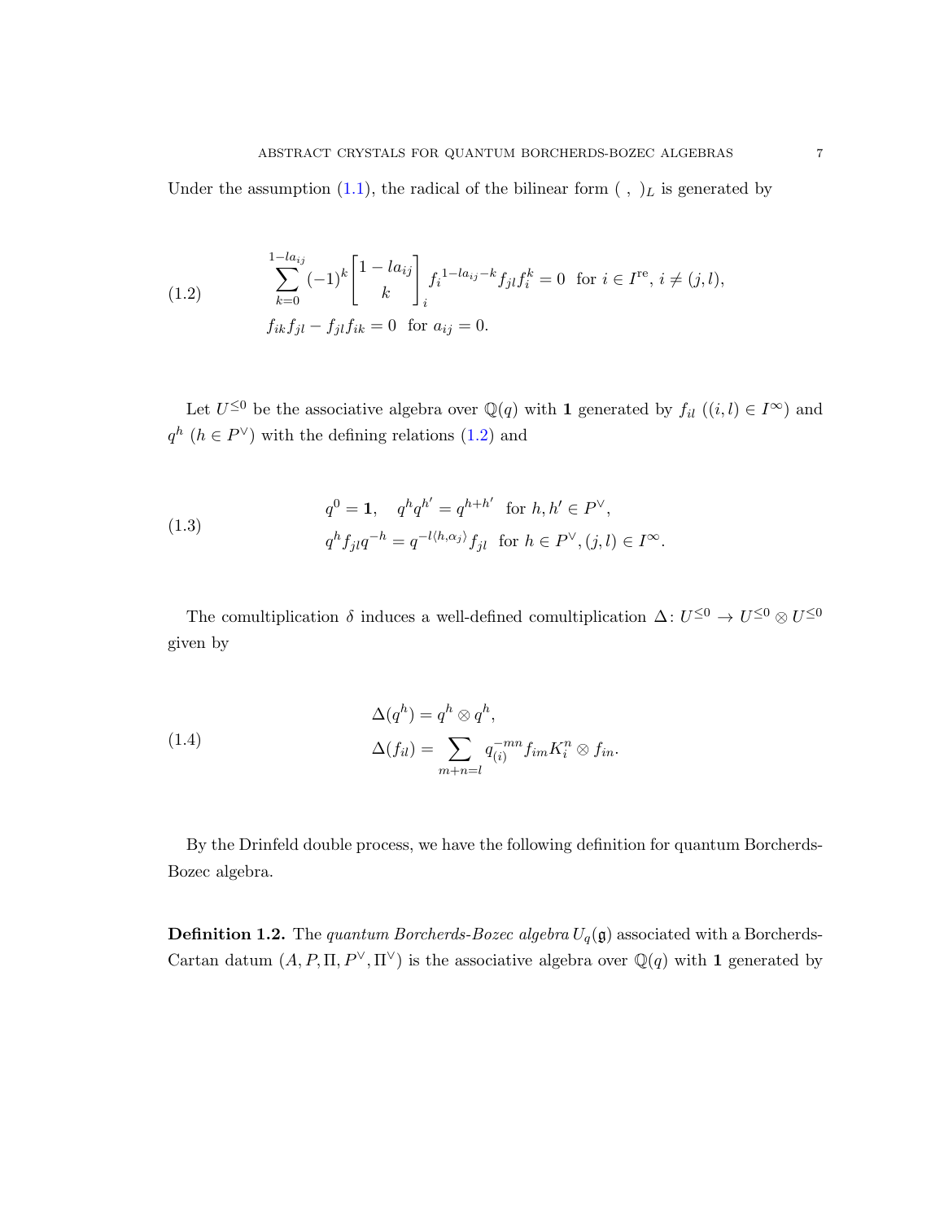Under the assumption (1.1), the radical of the bilinear form $(\ ,\ )_L$ is generated by

$$
\begin{aligned}
&\sum_{k=0}^{1-la_{ij}} (-1)^k \begin{bmatrix} 1-la_{ij} \\ k \end{bmatrix}_i f_i^{1-la_{ij}-k} f_{jl} f_i^k = 0 \ \text{ for } i \in I^{\mathrm{re}},\ i \neq (j,l), \\
&f_{ik} f_{jl} - f_{jl} f_{ik} = 0 \ \text{ for } a_{ij} = 0.
\end{aligned} \tag{1.2}
$$

Let $U^{\leq 0}$ be the associative algebra over $\mathbb{Q}(q)$ with $\mathbf{1}$ generated by $f_{il}$ $((i,l) \in I^{\infty})$ and $q^h$ $(h \in P^{\vee})$ with the defining relations (1.2) and

$$
\begin{aligned}
&q^0 = \mathbf{1}, \quad q^h q^{h'} = q^{h+h'} \ \text{ for } h, h' \in P^{\vee}, \\
&q^h f_{jl} q^{-h} = q^{-l\langle h, \alpha_j \rangle} f_{jl} \ \text{ for } h \in P^{\vee}, (j,l) \in I^{\infty}.
\end{aligned} \tag{1.3}
$$

The comultiplication $\delta$ induces a well-defined comultiplication $\Delta \colon U^{\leq 0} \to U^{\leq 0} \otimes U^{\leq 0}$ given by

$$
\begin{aligned}
&\Delta(q^h) = q^h \otimes q^h, \\
&\Delta(f_{il}) = \sum_{m+n=l} q_{(i)}^{-mn} f_{im} K_i^n \otimes f_{in}.
\end{aligned} \tag{1.4}
$$

By the Drinfeld double process, we have the following definition for quantum Borcherds-Bozec algebra.

**Definition 1.2.** The *quantum Borcherds-Bozec algebra* $U_q(\mathfrak{g})$ associated with a Borcherds-Cartan datum $(A, P, \Pi, P^{\vee}, \Pi^{\vee})$ is the associative algebra over $\mathbb{Q}(q)$ with $\mathbf{1}$ generated by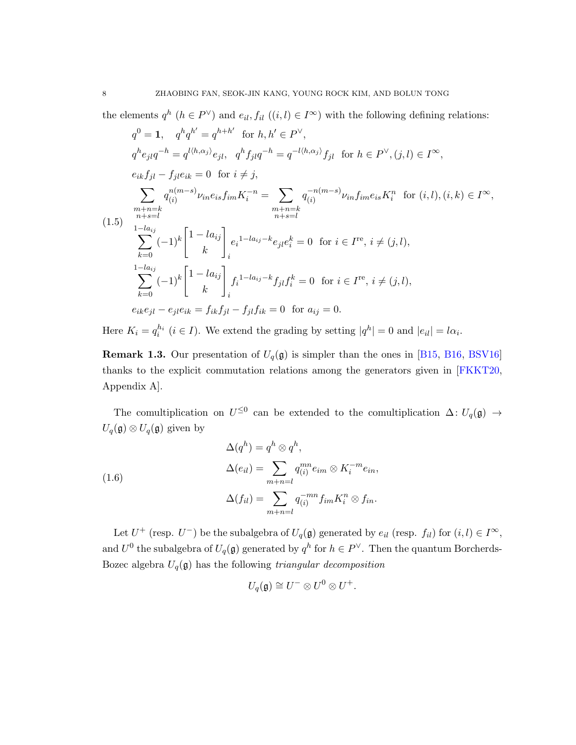the elements $q^h$ ($h \in P^\vee$) and $e_{il}, f_{il}$ ($(i,l) \in I^\infty$) with the following defining relations:

$$
\begin{aligned}
& q^0 = \mathbf{1}, \quad q^h q^{h'} = q^{h+h'} \ \text{ for } h, h' \in P^\vee, \\
& q^h e_{jl} q^{-h} = q^{l\langle h, \alpha_j\rangle} e_{jl}, \quad q^h f_{jl} q^{-h} = q^{-l\langle h, \alpha_j\rangle} f_{jl} \ \text{ for } h \in P^\vee, (j,l) \in I^\infty, \\
& e_{ik} f_{jl} - f_{jl} e_{ik} = 0 \ \text{ for } i \neq j, \\
& \sum_{\substack{m+n=k \\ n+s=l}} q_{(i)}^{n(m-s)} \nu_{in} e_{is} f_{im} K_i^{-n} = \sum_{\substack{m+n=k \\ n+s=l}} q_{(i)}^{-n(m-s)} \nu_{in} f_{im} e_{is} K_i^{n} \ \text{ for } (i,l), (i,k) \in I^\infty, \\
& \sum_{k=0}^{1-la_{ij}} (-1)^k \begin{bmatrix} 1-la_{ij} \\ k \end{bmatrix}_i e_i^{1-la_{ij}-k} e_{jl} e_i^k = 0 \ \text{ for } i \in I^{\mathrm{re}}, \ i \neq (j,l), \\
& \sum_{k=0}^{1-la_{ij}} (-1)^k \begin{bmatrix} 1-la_{ij} \\ k \end{bmatrix}_i f_i^{1-la_{ij}-k} f_{jl} f_i^k = 0 \ \text{ for } i \in I^{\mathrm{re}}, \ i \neq (j,l), \\
& e_{ik} e_{jl} - e_{jl} e_{ik} = f_{ik} f_{jl} - f_{jl} f_{ik} = 0 \ \text{ for } a_{ij} = 0.
\end{aligned}
\tag{1.5}
$$

Here $K_i = q_i^{h_i}$ ($i \in I$). We extend the grading by setting $|q^h| = 0$ and $|e_{il}| = l\alpha_i$.

**Remark 1.3.** Our presentation of $U_q(\mathfrak{g})$ is simpler than the ones in [B15, B16, BSV16] thanks to the explicit commutation relations among the generators given in [FKKT20, Appendix A].

The comultiplication on $U^{\leq 0}$ can be extended to the comultiplication $\Delta \colon U_q(\mathfrak{g}) \to U_q(\mathfrak{g}) \otimes U_q(\mathfrak{g})$ given by

$$
\begin{aligned}
\Delta(q^h) &= q^h \otimes q^h, \\
\Delta(e_{il}) &= \sum_{m+n=l} q_{(i)}^{mn} e_{im} \otimes K_i^{-m} e_{in}, \\
\Delta(f_{il}) &= \sum_{m+n=l} q_{(i)}^{-mn} f_{im} K_i^{n} \otimes f_{in}.
\end{aligned}
\tag{1.6}
$$

Let $U^+$ (resp. $U^-$) be the subalgebra of $U_q(\mathfrak{g})$ generated by $e_{il}$ (resp. $f_{il}$) for $(i,l) \in I^\infty$, and $U^0$ the subalgebra of $U_q(\mathfrak{g})$ generated by $q^h$ for $h \in P^\vee$. Then the quantum Borcherds-Bozec algebra $U_q(\mathfrak{g})$ has the following *triangular decomposition*

$$
U_q(\mathfrak{g}) \cong U^- \otimes U^0 \otimes U^+.
$$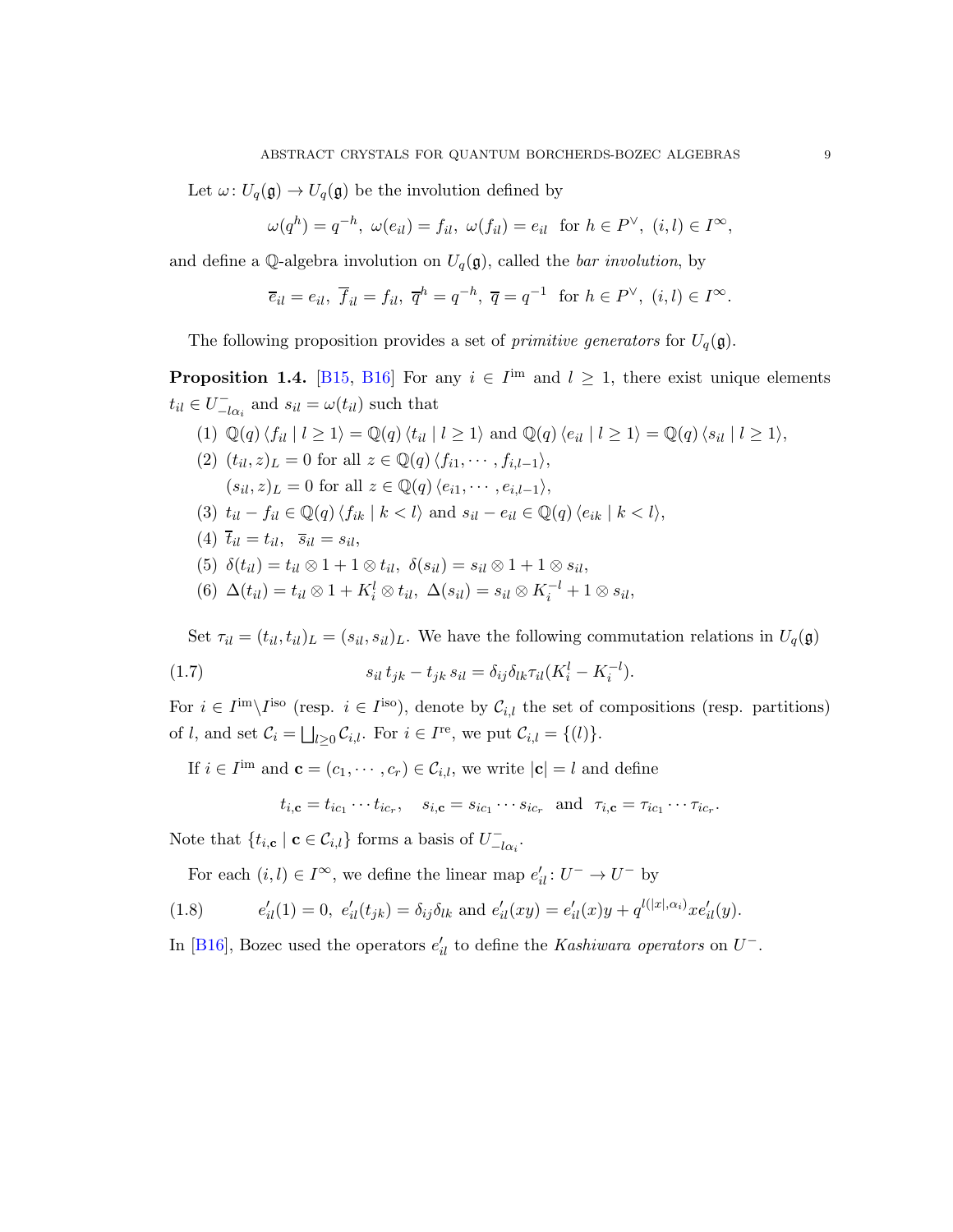Let $\omega \colon U_q(\mathfrak{g}) \to U_q(\mathfrak{g})$ be the involution defined by

$$\omega(q^h) = q^{-h},\ \omega(e_{il}) = f_{il},\ \omega(f_{il}) = e_{il} \ \text{ for } h \in P^\vee,\ (i,l) \in I^\infty,$$

and define a $\mathbb{Q}$-algebra involution on $U_q(\mathfrak{g})$, called the *bar involution*, by

$$\overline{e}_{il} = e_{il},\ \overline{f}_{il} = f_{il},\ \overline{q}^h = q^{-h},\ \overline{q} = q^{-1} \ \text{ for } h \in P^\vee,\ (i,l) \in I^\infty.$$

The following proposition provides a set of *primitive generators* for $U_q(\mathfrak{g})$.

**Proposition 1.4.** [B15, B16] For any $i \in I^{\text{im}}$ and $l \geq 1$, there exist unique elements $t_{il} \in U^-_{-l\alpha_i}$ and $s_{il} = \omega(t_{il})$ such that

1. $\mathbb{Q}(q) \langle f_{il} \mid l \geq 1 \rangle = \mathbb{Q}(q) \langle t_{il} \mid l \geq 1 \rangle$ and $\mathbb{Q}(q) \langle e_{il} \mid l \geq 1 \rangle = \mathbb{Q}(q) \langle s_{il} \mid l \geq 1 \rangle$,
2. $(t_{il}, z)_L = 0$ for all $z \in \mathbb{Q}(q) \langle f_{i1}, \cdots, f_{i,l-1} \rangle$,
   $(s_{il}, z)_L = 0$ for all $z \in \mathbb{Q}(q) \langle e_{i1}, \cdots, e_{i,l-1} \rangle$,
3. $t_{il} - f_{il} \in \mathbb{Q}(q) \langle f_{ik} \mid k < l \rangle$ and $s_{il} - e_{il} \in \mathbb{Q}(q) \langle e_{ik} \mid k < l \rangle$,
4. $\overline{t}_{il} = t_{il}$, $\ \overline{s}_{il} = s_{il}$,
5. $\delta(t_{il}) = t_{il} \otimes 1 + 1 \otimes t_{il}$, $\ \delta(s_{il}) = s_{il} \otimes 1 + 1 \otimes s_{il}$,
6. $\Delta(t_{il}) = t_{il} \otimes 1 + K_i^l \otimes t_{il}$, $\ \Delta(s_{il}) = s_{il} \otimes K_i^{-l} + 1 \otimes s_{il}$,

Set $\tau_{il} = (t_{il}, t_{il})_L = (s_{il}, s_{il})_L$. We have the following commutation relations in $U_q(\mathfrak{g})$

$$s_{il}\, t_{jk} - t_{jk}\, s_{il} = \delta_{ij} \delta_{lk} \tau_{il} (K_i^l - K_i^{-l}). \tag{1.7}$$

For $i \in I^{\text{im}} \backslash I^{\text{iso}}$ (resp. $i \in I^{\text{iso}}$), denote by $\mathcal{C}_{i,l}$ the set of compositions (resp. partitions) of $l$, and set $\mathcal{C}_i = \bigsqcup_{l \geq 0} \mathcal{C}_{i,l}$. For $i \in I^{\text{re}}$, we put $\mathcal{C}_{i,l} = \{(l)\}$.

If $i \in I^{\text{im}}$ and $\mathbf{c} = (c_1, \cdots, c_r) \in \mathcal{C}_{i,l}$, we write $|\mathbf{c}| = l$ and define

$$t_{i,\mathbf{c}} = t_{ic_1} \cdots t_{ic_r}, \quad s_{i,\mathbf{c}} = s_{ic_1} \cdots s_{ic_r} \ \text{ and } \ \tau_{i,\mathbf{c}} = \tau_{ic_1} \cdots \tau_{ic_r}.$$

Note that $\{t_{i,\mathbf{c}} \mid \mathbf{c} \in \mathcal{C}_{i,l}\}$ forms a basis of $U^-_{-l\alpha_i}$.

For each $(i,l) \in I^\infty$, we define the linear map $e'_{il} \colon U^- \to U^-$ by

$$e'_{il}(1) = 0,\ e'_{il}(t_{jk}) = \delta_{ij}\delta_{lk} \text{ and } e'_{il}(xy) = e'_{il}(x)y + q^{l(|x|,\alpha_i)} x e'_{il}(y). \tag{1.8}$$

In [B16], Bozec used the operators $e'_{il}$ to define the *Kashiwara operators* on $U^-$.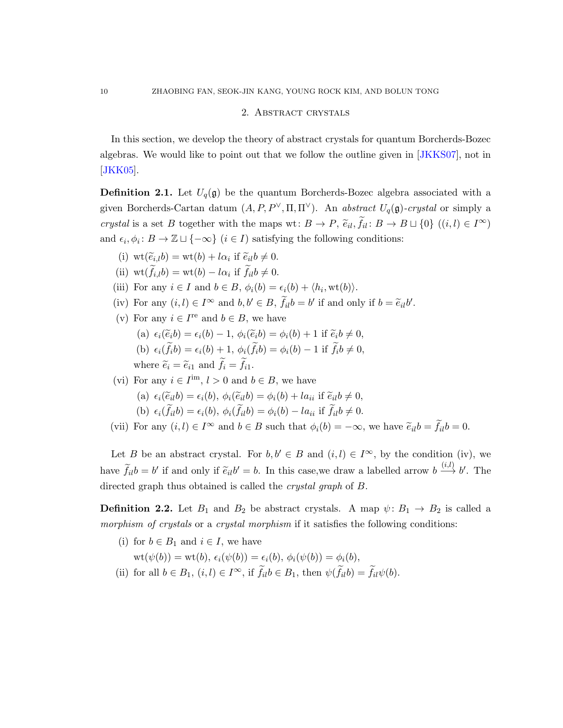## 2. Abstract crystals

In this section, we develop the theory of abstract crystals for quantum Borcherds-Bozec algebras. We would like to point out that we follow the outline given in [JKKS07], not in [JKK05].

**Definition 2.1.** Let $U_q(\mathfrak{g})$ be the quantum Borcherds-Bozec algebra associated with a given Borcherds-Cartan datum $(A, P, P^\vee, \Pi, \Pi^\vee)$. An *abstract* $U_q(\mathfrak{g})$*-crystal* or simply a *crystal* is a set $B$ together with the maps $\mathrm{wt}\colon B \to P$, $\widetilde{e}_{il}, \widetilde{f}_{il}\colon B \to B \sqcup \{0\}$ $((i,l) \in I^\infty)$ and $\epsilon_i, \phi_i\colon B \to \mathbb{Z} \sqcup \{-\infty\}$ $(i \in I)$ satisfying the following conditions:

(i) $\mathrm{wt}(\widetilde{e}_{i,l}b) = \mathrm{wt}(b) + l\alpha_i$ if $\widetilde{e}_{il}b \neq 0$.

(ii) $\mathrm{wt}(\widetilde{f}_{i,l}b) = \mathrm{wt}(b) - l\alpha_i$ if $\widetilde{f}_{il}b \neq 0$.

(iii) For any $i \in I$ and $b \in B$, $\phi_i(b) = \epsilon_i(b) + \langle h_i, \mathrm{wt}(b)\rangle$.

(iv) For any $(i,l) \in I^\infty$ and $b, b' \in B$, $\widetilde{f}_{il}b = b'$ if and only if $b = \widetilde{e}_{il}b'$.

(v) For any $i \in I^{\mathrm{re}}$ and $b \in B$, we have

  (a) $\epsilon_i(\widetilde{e}_i b) = \epsilon_i(b) - 1$, $\phi_i(\widetilde{e}_i b) = \phi_i(b) + 1$ if $\widetilde{e}_i b \neq 0$,

  (b) $\epsilon_i(\widetilde{f}_i b) = \epsilon_i(b) + 1$, $\phi_i(\widetilde{f}_i b) = \phi_i(b) - 1$ if $\widetilde{f}_i b \neq 0$,

  where $\widetilde{e}_i = \widetilde{e}_{i1}$ and $\widetilde{f}_i = \widetilde{f}_{i1}$.

(vi) For any $i \in I^{\mathrm{im}}$, $l > 0$ and $b \in B$, we have

  (a) $\epsilon_i(\widetilde{e}_{il} b) = \epsilon_i(b)$, $\phi_i(\widetilde{e}_{il} b) = \phi_i(b) + l a_{ii}$ if $\widetilde{e}_{il} b \neq 0$,

  (b) $\epsilon_i(\widetilde{f}_{il} b) = \epsilon_i(b)$, $\phi_i(\widetilde{f}_{il} b) = \phi_i(b) - l a_{ii}$ if $\widetilde{f}_{il} b \neq 0$.

(vii) For any $(i,l) \in I^\infty$ and $b \in B$ such that $\phi_i(b) = -\infty$, we have $\widetilde{e}_{il}b = \widetilde{f}_{il}b = 0$.

Let $B$ be an abstract crystal. For $b, b' \in B$ and $(i,l) \in I^\infty$, by the condition (iv), we have $\widetilde{f}_{il}b = b'$ if and only if $\widetilde{e}_{il}b' = b$. In this case,we draw a labelled arrow $b \xrightarrow{(i,l)} b'$. The directed graph thus obtained is called the *crystal graph* of $B$.

**Definition 2.2.** Let $B_1$ and $B_2$ be abstract crystals. A map $\psi\colon B_1 \to B_2$ is called a *morphism of crystals* or a *crystal morphism* if it satisfies the following conditions:

(i) for $b \in B_1$ and $i \in I$, we have
$\mathrm{wt}(\psi(b)) = \mathrm{wt}(b)$, $\epsilon_i(\psi(b)) = \epsilon_i(b)$, $\phi_i(\psi(b)) = \phi_i(b)$,

(ii) for all $b \in B_1$, $(i,l) \in I^\infty$, if $\widetilde{f}_{il}b \in B_1$, then $\psi(\widetilde{f}_{il}b) = \widetilde{f}_{il}\psi(b)$.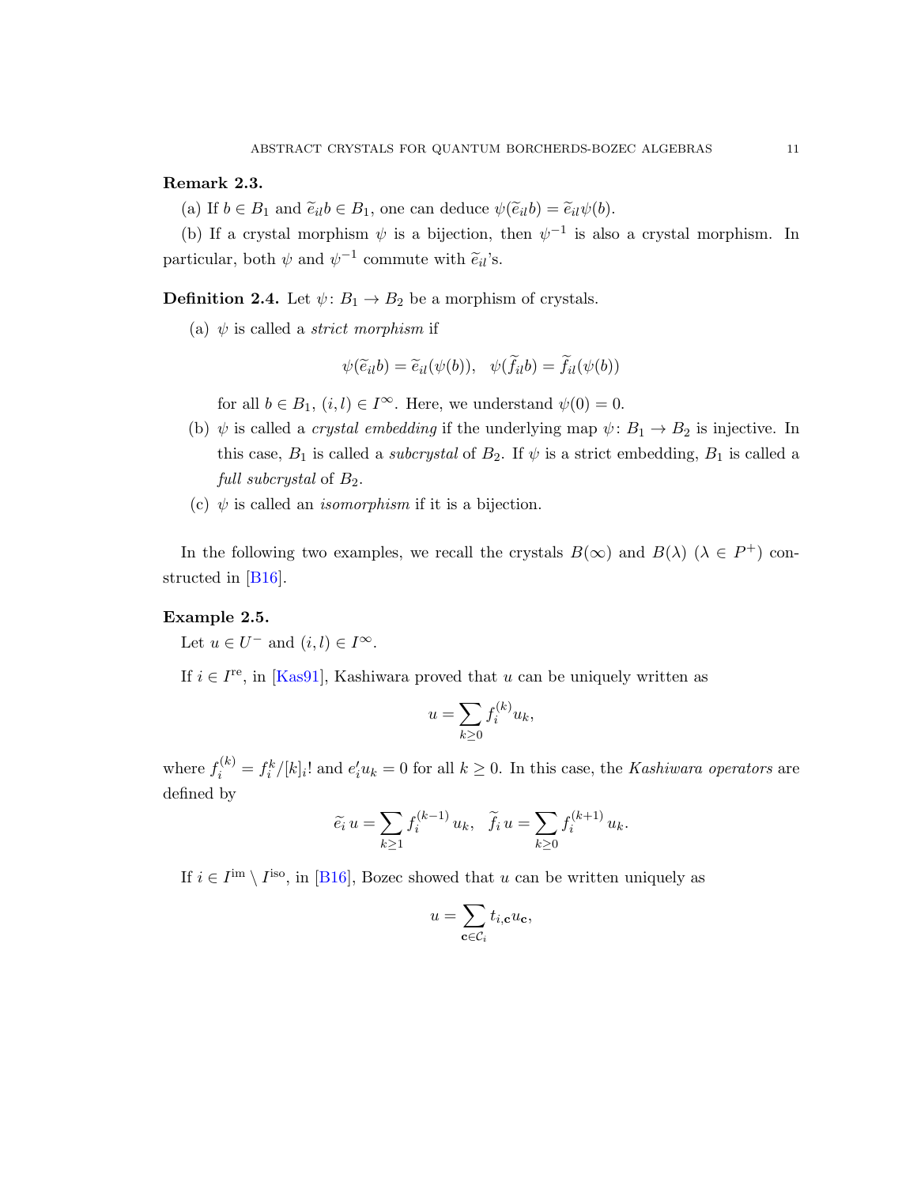**Remark 2.3.**

(a) If $b \in B_1$ and $\widetilde{e}_{il} b \in B_1$, one can deduce $\psi(\widetilde{e}_{il} b) = \widetilde{e}_{il} \psi(b)$.

(b) If a crystal morphism $\psi$ is a bijection, then $\psi^{-1}$ is also a crystal morphism. In particular, both $\psi$ and $\psi^{-1}$ commute with $\widetilde{e}_{il}$'s.

**Definition 2.4.** Let $\psi \colon B_1 \to B_2$ be a morphism of crystals.

(a) $\psi$ is called a *strict morphism* if

$$\psi(\widetilde{e}_{il} b) = \widetilde{e}_{il}(\psi(b)), \quad \psi(\widetilde{f}_{il} b) = \widetilde{f}_{il}(\psi(b))$$

for all $b \in B_1$, $(i,l) \in I^{\infty}$. Here, we understand $\psi(0) = 0$.

(b) $\psi$ is called a *crystal embedding* if the underlying map $\psi \colon B_1 \to B_2$ is injective. In this case, $B_1$ is called a *subcrystal* of $B_2$. If $\psi$ is a strict embedding, $B_1$ is called a *full subcrystal* of $B_2$.

(c) $\psi$ is called an *isomorphism* if it is a bijection.

In the following two examples, we recall the crystals $B(\infty)$ and $B(\lambda)$ ($\lambda \in P^+$) constructed in [B16].

**Example 2.5.**

Let $u \in U^-$ and $(i,l) \in I^{\infty}$.

If $i \in I^{\mathrm{re}}$, in [Kas91], Kashiwara proved that $u$ can be uniquely written as

$$u = \sum_{k \geq 0} f_i^{(k)} u_k,$$

where $f_i^{(k)} = f_i^k / [k]_i!$ and $e_i' u_k = 0$ for all $k \geq 0$. In this case, the *Kashiwara operators* are defined by

$$\widetilde{e}_i \, u = \sum_{k \geq 1} f_i^{(k-1)} \, u_k, \quad \widetilde{f}_i \, u = \sum_{k \geq 0} f_i^{(k+1)} \, u_k.$$

If $i \in I^{\mathrm{im}} \setminus I^{\mathrm{iso}}$, in [B16], Bozec showed that $u$ can be written uniquely as

$$u = \sum_{\mathbf{c} \in \mathcal{C}_i} t_{i,\mathbf{c}} u_{\mathbf{c}},$$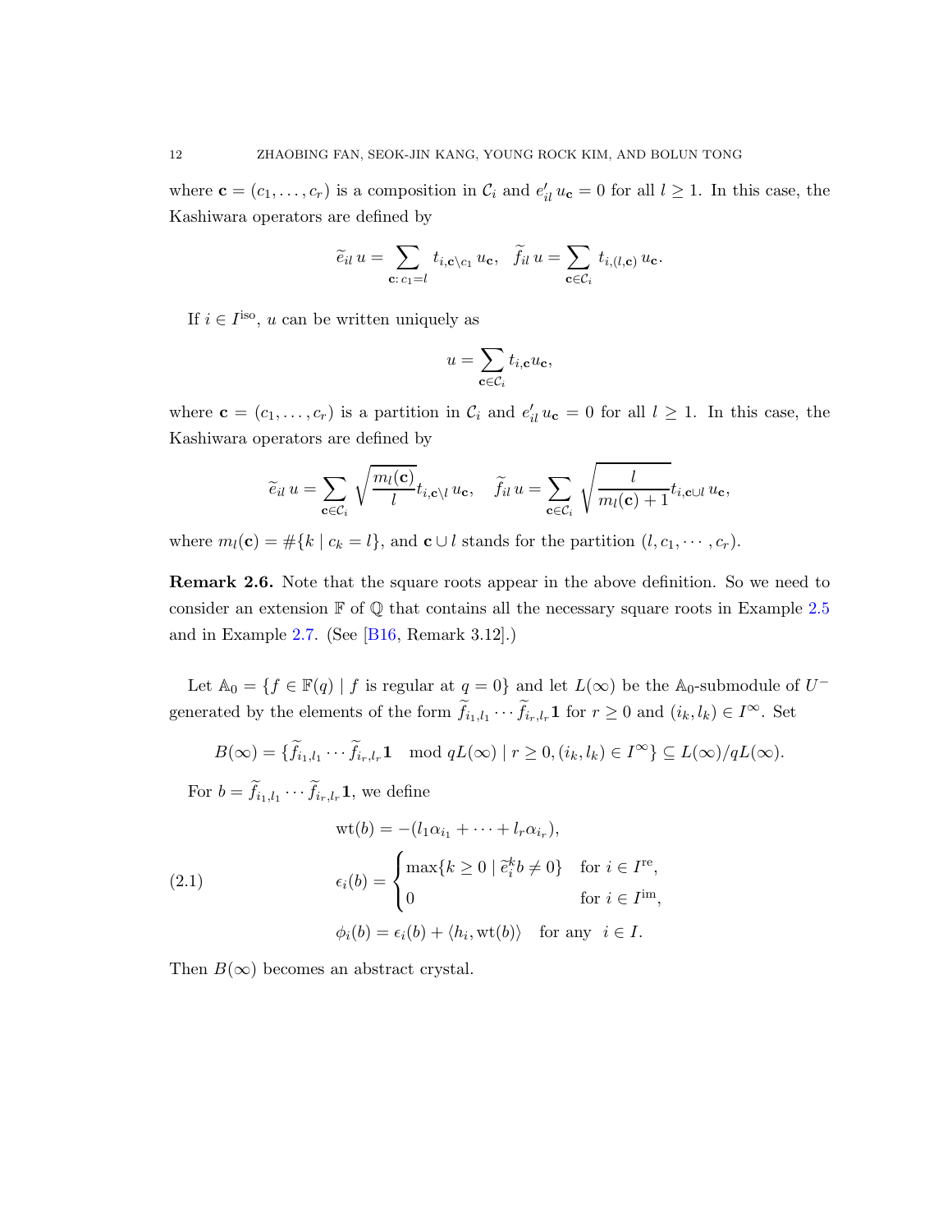where $\mathbf{c} = (c_1, \ldots, c_r)$ is a composition in $\mathcal{C}_i$ and $e'_{il}\, u_{\mathbf{c}} = 0$ for all $l \geq 1$. In this case, the Kashiwara operators are defined by

$$\widetilde{e}_{il}\, u = \sum_{\mathbf{c}:\, c_1 = l} t_{i,\mathbf{c}\setminus c_1}\, u_{\mathbf{c}}, \quad \widetilde{f}_{il}\, u = \sum_{\mathbf{c}\in\mathcal{C}_i} t_{i,(l,\mathbf{c})}\, u_{\mathbf{c}}.$$

If $i \in I^{\text{iso}}$, $u$ can be written uniquely as

$$u = \sum_{\mathbf{c}\in\mathcal{C}_i} t_{i,\mathbf{c}} u_{\mathbf{c}},$$

where $\mathbf{c} = (c_1, \ldots, c_r)$ is a partition in $\mathcal{C}_i$ and $e'_{il}\, u_{\mathbf{c}} = 0$ for all $l \geq 1$. In this case, the Kashiwara operators are defined by

$$\widetilde{e}_{il}\, u = \sum_{\mathbf{c}\in\mathcal{C}_i} \sqrt{\frac{m_l(\mathbf{c})}{l}}\, t_{i,\mathbf{c}\setminus l}\, u_{\mathbf{c}}, \quad \widetilde{f}_{il}\, u = \sum_{\mathbf{c}\in\mathcal{C}_i} \sqrt{\frac{l}{m_l(\mathbf{c})+1}}\, t_{i,\mathbf{c}\cup l}\, u_{\mathbf{c}},$$

where $m_l(\mathbf{c}) = \#\{k \mid c_k = l\}$, and $\mathbf{c}\cup l$ stands for the partition $(l, c_1, \cdots, c_r)$.

**Remark 2.6.** Note that the square roots appear in the above definition. So we need to consider an extension $\mathbb{F}$ of $\mathbb{Q}$ that contains all the necessary square roots in Example 2.5 and in Example 2.7. (See [B16, Remark 3.12].)

Let $\mathbb{A}_0 = \{f \in \mathbb{F}(q) \mid f \text{ is regular at } q = 0\}$ and let $L(\infty)$ be the $\mathbb{A}_0$-submodule of $U^-$ generated by the elements of the form $\widetilde{f}_{i_1,l_1} \cdots \widetilde{f}_{i_r,l_r}\mathbf{1}$ for $r \geq 0$ and $(i_k, l_k) \in I^\infty$. Set

$$B(\infty) = \{\widetilde{f}_{i_1,l_1} \cdots \widetilde{f}_{i_r,l_r}\mathbf{1} \mod qL(\infty) \mid r \geq 0, (i_k, l_k) \in I^\infty\} \subseteq L(\infty)/qL(\infty).$$

For $b = \widetilde{f}_{i_1,l_1} \cdots \widetilde{f}_{i_r,l_r}\mathbf{1}$, we define

$$\begin{aligned}
&\text{wt}(b) = -(l_1\alpha_{i_1} + \cdots + l_r\alpha_{i_r}), \\
&\epsilon_i(b) = \begin{cases} \max\{k \geq 0 \mid \widetilde{e}_i^k b \neq 0\} & \text{for } i \in I^{\text{re}}, \\ 0 & \text{for } i \in I^{\text{im}}, \end{cases} \qquad (2.1)\\
&\phi_i(b) = \epsilon_i(b) + \langle h_i, \text{wt}(b)\rangle \quad \text{for any} \quad i \in I.
\end{aligned}$$

Then $B(\infty)$ becomes an abstract crystal.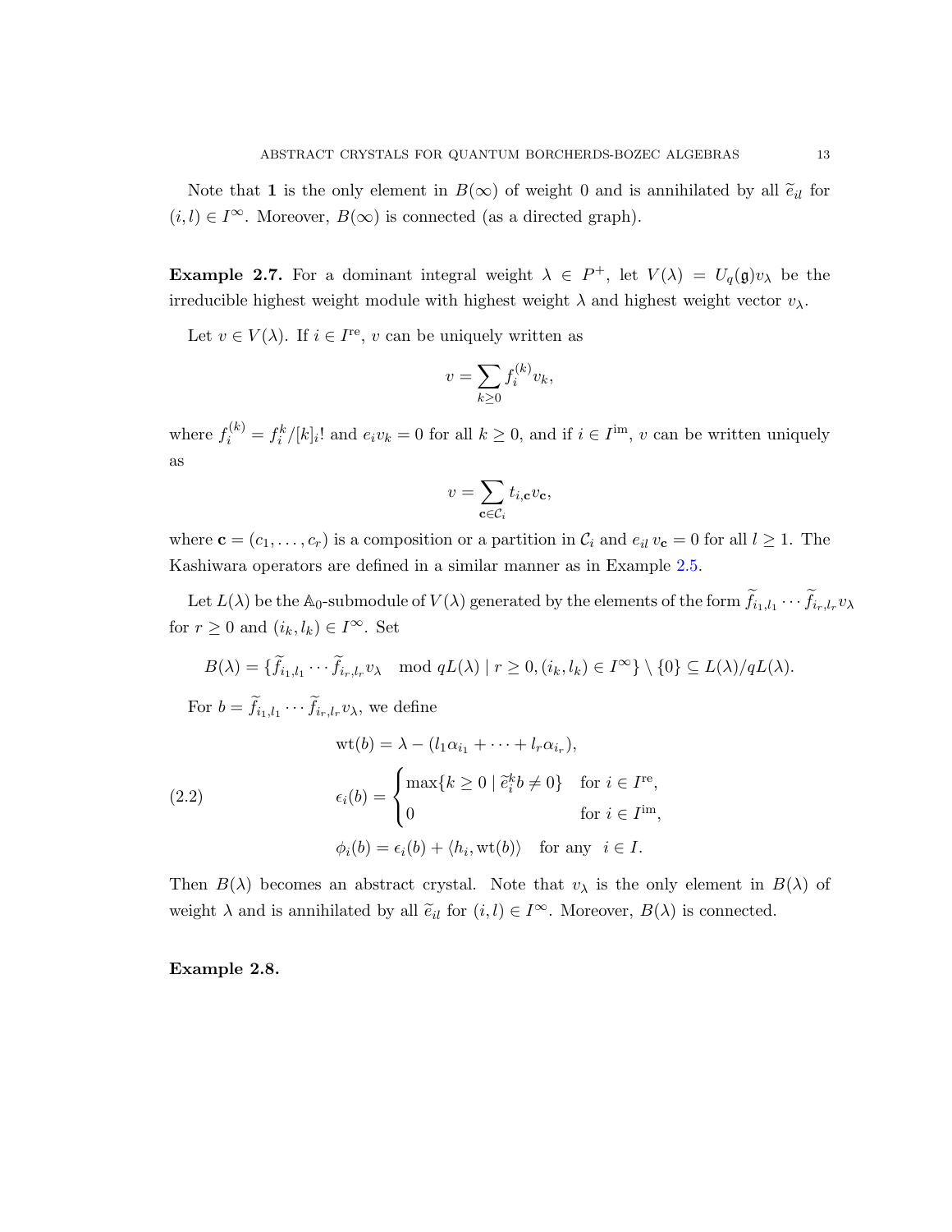Note that $\mathbf{1}$ is the only element in $B(\infty)$ of weight 0 and is annihilated by all $\widetilde{e}_{il}$ for $(i,l) \in I^{\infty}$. Moreover, $B(\infty)$ is connected (as a directed graph).

**Example 2.7.** For a dominant integral weight $\lambda \in P^{+}$, let $V(\lambda) = U_q(\mathfrak{g})v_\lambda$ be the irreducible highest weight module with highest weight $\lambda$ and highest weight vector $v_\lambda$.

Let $v \in V(\lambda)$. If $i \in I^{\mathrm{re}}$, $v$ can be uniquely written as

$$v = \sum_{k \geq 0} f_i^{(k)} v_k,$$

where $f_i^{(k)} = f_i^k/[k]_i!$ and $e_i v_k = 0$ for all $k \geq 0$, and if $i \in I^{\mathrm{im}}$, $v$ can be written uniquely as

$$v = \sum_{\mathbf{c} \in \mathcal{C}_i} t_{i,\mathbf{c}} v_{\mathbf{c}},$$

where $\mathbf{c} = (c_1, \ldots, c_r)$ is a composition or a partition in $\mathcal{C}_i$ and $e_{il}\, v_{\mathbf{c}} = 0$ for all $l \geq 1$. The Kashiwara operators are defined in a similar manner as in Example 2.5.

Let $L(\lambda)$ be the $\mathbb{A}_0$-submodule of $V(\lambda)$ generated by the elements of the form $\widetilde{f}_{i_1,l_1} \cdots \widetilde{f}_{i_r,l_r} v_\lambda$ for $r \geq 0$ and $(i_k, l_k) \in I^{\infty}$. Set

$$B(\lambda) = \{\widetilde{f}_{i_1,l_1} \cdots \widetilde{f}_{i_r,l_r} v_\lambda \mod qL(\lambda) \mid r \geq 0, (i_k, l_k) \in I^{\infty}\} \setminus \{0\} \subseteq L(\lambda)/qL(\lambda).$$

For $b = \widetilde{f}_{i_1,l_1} \cdots \widetilde{f}_{i_r,l_r} v_\lambda$, we define

$$\begin{aligned}
&\mathrm{wt}(b) = \lambda - (l_1\alpha_{i_1} + \cdots + l_r\alpha_{i_r}), \\
&\epsilon_i(b) = \begin{cases} \max\{k \geq 0 \mid \widetilde{e}_i^k b \neq 0\} & \text{for } i \in I^{\mathrm{re}}, \\ 0 & \text{for } i \in I^{\mathrm{im}}, \end{cases} \qquad (2.2)\\
&\phi_i(b) = \epsilon_i(b) + \langle h_i, \mathrm{wt}(b) \rangle \quad \text{for any} \quad i \in I.
\end{aligned}$$

Then $B(\lambda)$ becomes an abstract crystal. Note that $v_\lambda$ is the only element in $B(\lambda)$ of weight $\lambda$ and is annihilated by all $\widetilde{e}_{il}$ for $(i,l) \in I^{\infty}$. Moreover, $B(\lambda)$ is connected.

**Example 2.8.**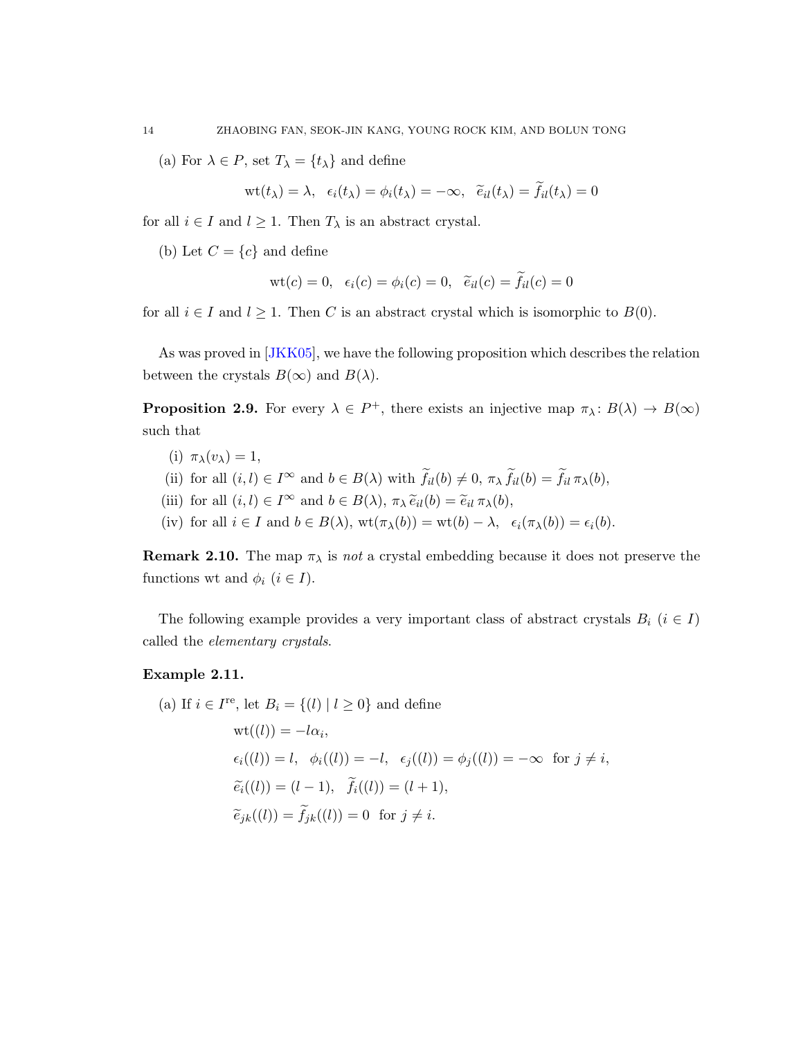(a) For $\lambda \in P$, set $T_\lambda = \{t_\lambda\}$ and define

$$\mathrm{wt}(t_\lambda) = \lambda, \quad \epsilon_i(t_\lambda) = \phi_i(t_\lambda) = -\infty, \quad \widetilde{e}_{il}(t_\lambda) = \widetilde{f}_{il}(t_\lambda) = 0$$

for all $i \in I$ and $l \geq 1$. Then $T_\lambda$ is an abstract crystal.

(b) Let $C = \{c\}$ and define

$$\mathrm{wt}(c) = 0, \quad \epsilon_i(c) = \phi_i(c) = 0, \quad \widetilde{e}_{il}(c) = \widetilde{f}_{il}(c) = 0$$

for all $i \in I$ and $l \geq 1$. Then $C$ is an abstract crystal which is isomorphic to $B(0)$.

As was proved in [JKK05], we have the following proposition which describes the relation between the crystals $B(\infty)$ and $B(\lambda)$.

**Proposition 2.9.** For every $\lambda \in P^+$, there exists an injective map $\pi_\lambda \colon B(\lambda) \to B(\infty)$ such that

(i) $\pi_\lambda(v_\lambda) = 1$,

(ii) for all $(i, l) \in I^\infty$ and $b \in B(\lambda)$ with $\widetilde{f}_{il}(b) \neq 0$, $\pi_\lambda \, \widetilde{f}_{il}(b) = \widetilde{f}_{il} \, \pi_\lambda(b)$,

(iii) for all $(i, l) \in I^\infty$ and $b \in B(\lambda)$, $\pi_\lambda \, \widetilde{e}_{il}(b) = \widetilde{e}_{il} \, \pi_\lambda(b)$,

(iv) for all $i \in I$ and $b \in B(\lambda)$, $\mathrm{wt}(\pi_\lambda(b)) = \mathrm{wt}(b) - \lambda$, $\epsilon_i(\pi_\lambda(b)) = \epsilon_i(b)$.

**Remark 2.10.** The map $\pi_\lambda$ is *not* a crystal embedding because it does not preserve the functions wt and $\phi_i$ ($i \in I$).

The following example provides a very important class of abstract crystals $B_i$ ($i \in I$) called the *elementary crystals*.

**Example 2.11.**

(a) If $i \in I^{\mathrm{re}}$, let $B_i = \{(l) \mid l \geq 0\}$ and define

$$\begin{aligned}
&\mathrm{wt}((l)) = -l\alpha_i, \\
&\epsilon_i((l)) = l, \quad \phi_i((l)) = -l, \quad \epsilon_j((l)) = \phi_j((l)) = -\infty \ \text{ for } j \neq i, \\
&\widetilde{e}_i((l)) = (l-1), \quad \widetilde{f}_i((l)) = (l+1), \\
&\widetilde{e}_{jk}((l)) = \widetilde{f}_{jk}((l)) = 0 \ \text{ for } j \neq i.
\end{aligned}$$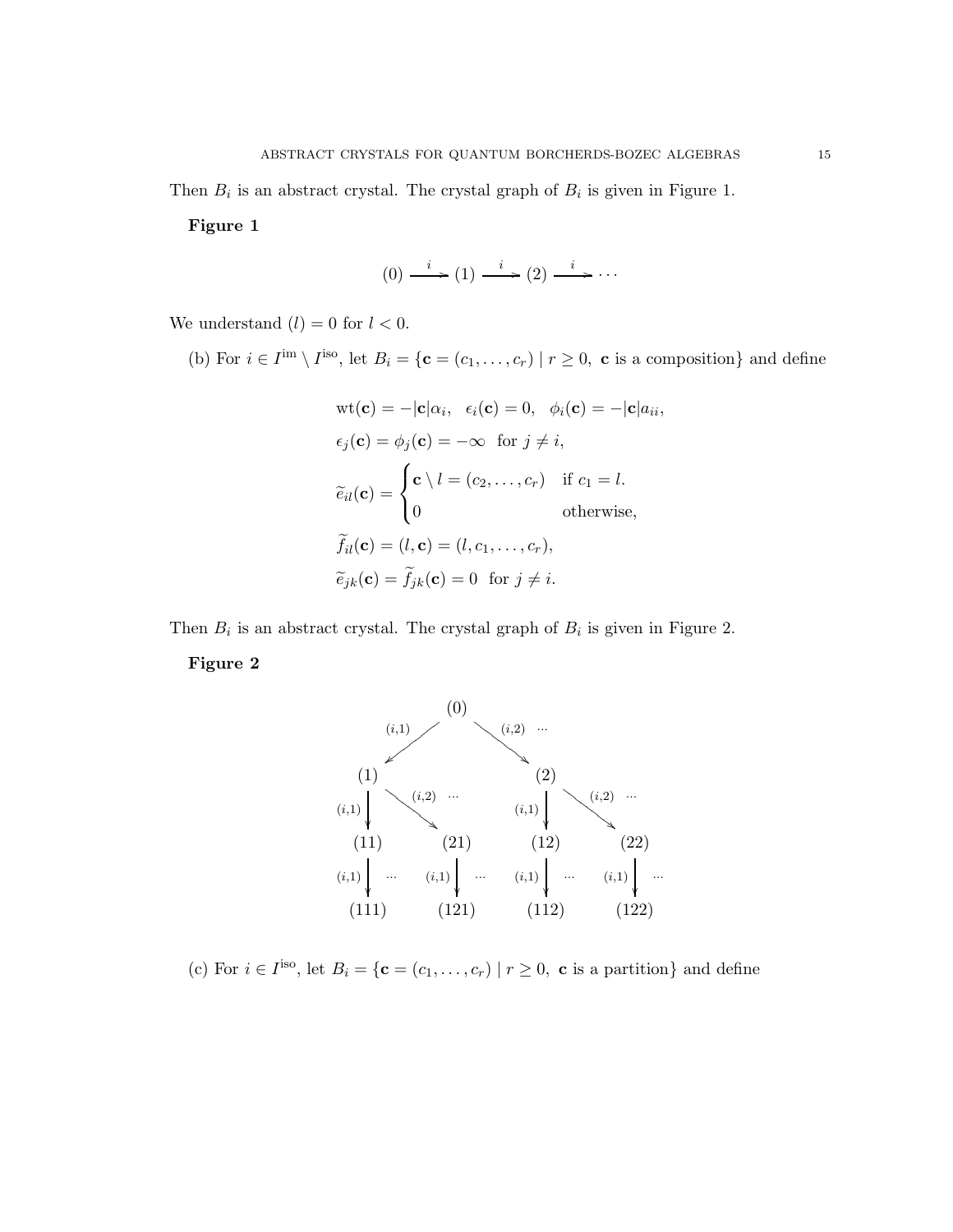Then $B_i$ is an abstract crystal. The crystal graph of $B_i$ is given in Figure 1.

**Figure 1**

$$(0) \xrightarrow{\ i\ } (1) \xrightarrow{\ i\ } (2) \xrightarrow{\ i\ } \cdots$$

We understand $(l) = 0$ for $l < 0$.

(b) For $i \in I^{\text{im}} \setminus I^{\text{iso}}$, let $B_i = \{\mathbf{c} = (c_1, \ldots, c_r) \mid r \geq 0, \ \mathbf{c} \text{ is a composition}\}$ and define

$$\begin{aligned}
&\text{wt}(\mathbf{c}) = -|\mathbf{c}|\alpha_i, \quad \epsilon_i(\mathbf{c}) = 0, \quad \phi_i(\mathbf{c}) = -|\mathbf{c}|a_{ii}, \\
&\epsilon_j(\mathbf{c}) = \phi_j(\mathbf{c}) = -\infty \quad \text{for } j \neq i, \\
&\widetilde{e}_{il}(\mathbf{c}) = \begin{cases} \mathbf{c} \setminus l = (c_2, \ldots, c_r) & \text{if } c_1 = l. \\ 0 & \text{otherwise,} \end{cases} \\
&\widetilde{f}_{il}(\mathbf{c}) = (l, \mathbf{c}) = (l, c_1, \ldots, c_r), \\
&\widetilde{e}_{jk}(\mathbf{c}) = \widetilde{f}_{jk}(\mathbf{c}) = 0 \quad \text{for } j \neq i.
\end{aligned}$$

Then $B_i$ is an abstract crystal. The crystal graph of $B_i$ is given in Figure 2.

**Figure 2**

$$\begin{array}{c}
(0) \xrightarrow{(i,1)} (1), \quad (0) \xrightarrow{(i,2)} (2), \ \cdots \\
(1) \xrightarrow{(i,1)} (11), \quad (1) \xrightarrow{(i,2)} (21), \ \cdots \qquad (2) \xrightarrow{(i,1)} (12), \quad (2) \xrightarrow{(i,2)} (22), \ \cdots \\
(11) \xrightarrow{(i,1)} (111), \ \cdots \quad (21) \xrightarrow{(i,1)} (121), \ \cdots \quad (12) \xrightarrow{(i,1)} (112), \ \cdots \quad (22) \xrightarrow{(i,1)} (122), \ \cdots
\end{array}$$

(c) For $i \in I^{\text{iso}}$, let $B_i = \{\mathbf{c} = (c_1, \ldots, c_r) \mid r \geq 0, \ \mathbf{c} \text{ is a partition}\}$ and define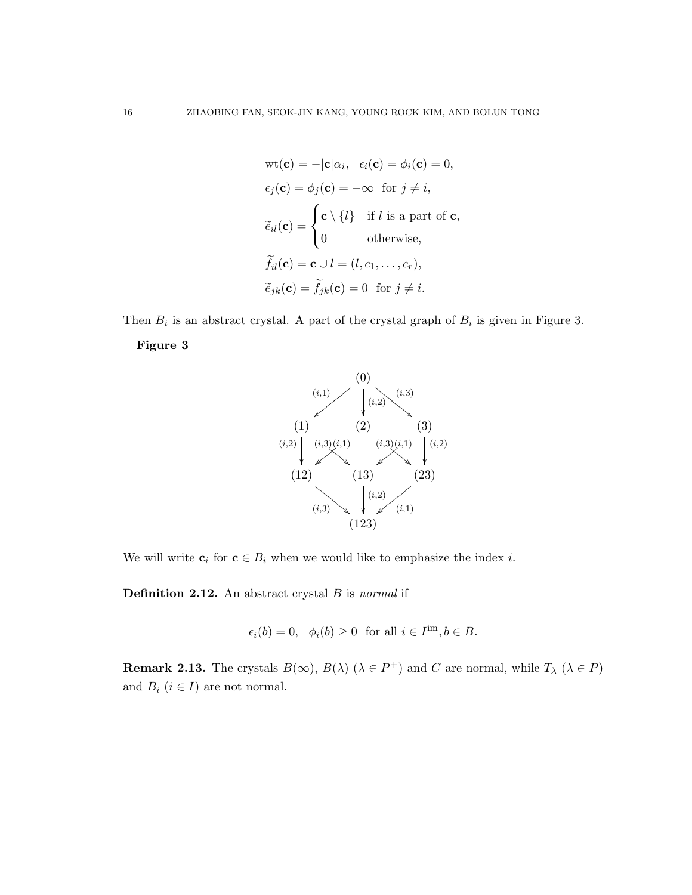$$
\begin{aligned}
&\mathrm{wt}(\mathbf{c}) = -|\mathbf{c}|\alpha_i, \quad \epsilon_i(\mathbf{c}) = \phi_i(\mathbf{c}) = 0, \\
&\epsilon_j(\mathbf{c}) = \phi_j(\mathbf{c}) = -\infty \quad \text{for } j \neq i, \\
&\widetilde{e}_{il}(\mathbf{c}) = \begin{cases} \mathbf{c} \setminus \{l\} & \text{if } l \text{ is a part of } \mathbf{c}, \\ 0 & \text{otherwise,} \end{cases} \\
&\widetilde{f}_{il}(\mathbf{c}) = \mathbf{c} \cup l = (l, c_1, \ldots, c_r), \\
&\widetilde{e}_{jk}(\mathbf{c}) = \widetilde{f}_{jk}(\mathbf{c}) = 0 \quad \text{for } j \neq i.
\end{aligned}
$$

Then $B_i$ is an abstract crystal. A part of the crystal graph of $B_i$ is given in Figure 3.

**Figure 3**

We will write $\mathbf{c}_i$ for $\mathbf{c} \in B_i$ when we would like to emphasize the index $i$.

**Definition 2.12.** An abstract crystal $B$ is *normal* if

$$
\epsilon_i(b) = 0, \quad \phi_i(b) \geq 0 \quad \text{for all } i \in I^{\mathrm{im}}, b \in B.
$$

**Remark 2.13.** The crystals $B(\infty)$, $B(\lambda)$ $(\lambda \in P^+)$ and $C$ are normal, while $T_\lambda$ $(\lambda \in P)$ and $B_i$ $(i \in I)$ are not normal.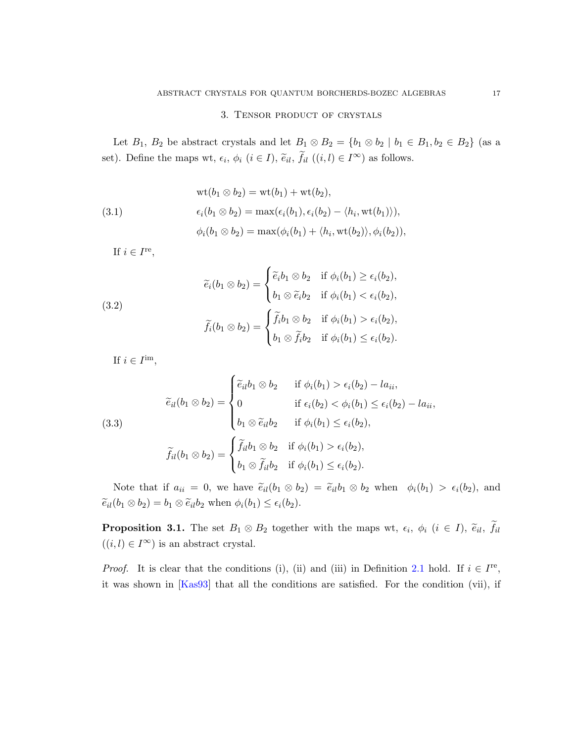## 3. Tensor product of crystals

Let $B_1$, $B_2$ be abstract crystals and let $B_1 \otimes B_2 = \{b_1 \otimes b_2 \mid b_1 \in B_1, b_2 \in B_2\}$ (as a set). Define the maps wt, $\epsilon_i$, $\phi_i$ $(i \in I)$, $\widetilde{e}_{il}$, $\widetilde{f}_{il}$ $((i,l) \in I^\infty)$ as follows.

$$
\begin{aligned}
&\mathrm{wt}(b_1 \otimes b_2) = \mathrm{wt}(b_1) + \mathrm{wt}(b_2), \\
&\epsilon_i(b_1 \otimes b_2) = \max(\epsilon_i(b_1), \epsilon_i(b_2) - \langle h_i, \mathrm{wt}(b_1) \rangle), \\
&\phi_i(b_1 \otimes b_2) = \max(\phi_i(b_1) + \langle h_i, \mathrm{wt}(b_2) \rangle, \phi_i(b_2)),
\end{aligned}
\tag{3.1}
$$

If $i \in I^{\mathrm{re}}$,

$$
\begin{aligned}
&\widetilde{e}_i(b_1 \otimes b_2) = \begin{cases} \widetilde{e}_i b_1 \otimes b_2 & \text{if } \phi_i(b_1) \geq \epsilon_i(b_2), \\ b_1 \otimes \widetilde{e}_i b_2 & \text{if } \phi_i(b_1) < \epsilon_i(b_2), \end{cases} \\
&\widetilde{f}_i(b_1 \otimes b_2) = \begin{cases} \widetilde{f}_i b_1 \otimes b_2 & \text{if } \phi_i(b_1) > \epsilon_i(b_2), \\ b_1 \otimes \widetilde{f}_i b_2 & \text{if } \phi_i(b_1) \leq \epsilon_i(b_2). \end{cases}
\end{aligned}
\tag{3.2}
$$

If $i \in I^{\mathrm{im}}$,

$$
\begin{aligned}
&\widetilde{e}_{il}(b_1 \otimes b_2) = \begin{cases} \widetilde{e}_{il} b_1 \otimes b_2 & \text{if } \phi_i(b_1) > \epsilon_i(b_2) - l a_{ii}, \\ 0 & \text{if } \epsilon_i(b_2) < \phi_i(b_1) \leq \epsilon_i(b_2) - l a_{ii}, \\ b_1 \otimes \widetilde{e}_{il} b_2 & \text{if } \phi_i(b_1) \leq \epsilon_i(b_2), \end{cases} \\
&\widetilde{f}_{il}(b_1 \otimes b_2) = \begin{cases} \widetilde{f}_{il} b_1 \otimes b_2 & \text{if } \phi_i(b_1) > \epsilon_i(b_2), \\ b_1 \otimes \widetilde{f}_{il} b_2 & \text{if } \phi_i(b_1) \leq \epsilon_i(b_2). \end{cases}
\end{aligned}
\tag{3.3}
$$

Note that if $a_{ii} = 0$, we have $\widetilde{e}_{il}(b_1 \otimes b_2) = \widetilde{e}_{il} b_1 \otimes b_2$ when $\phi_i(b_1) > \epsilon_i(b_2)$, and $\widetilde{e}_{il}(b_1 \otimes b_2) = b_1 \otimes \widetilde{e}_{il} b_2$ when $\phi_i(b_1) \leq \epsilon_i(b_2)$.

**Proposition 3.1.** The set $B_1 \otimes B_2$ together with the maps wt, $\epsilon_i$, $\phi_i$ $(i \in I)$, $\widetilde{e}_{il}$, $\widetilde{f}_{il}$ $((i,l) \in I^\infty)$ is an abstract crystal.

*Proof.* It is clear that the conditions (i), (ii) and (iii) in Definition 2.1 hold. If $i \in I^{\mathrm{re}}$, it was shown in [Kas93] that all the conditions are satisfied. For the condition (vii), if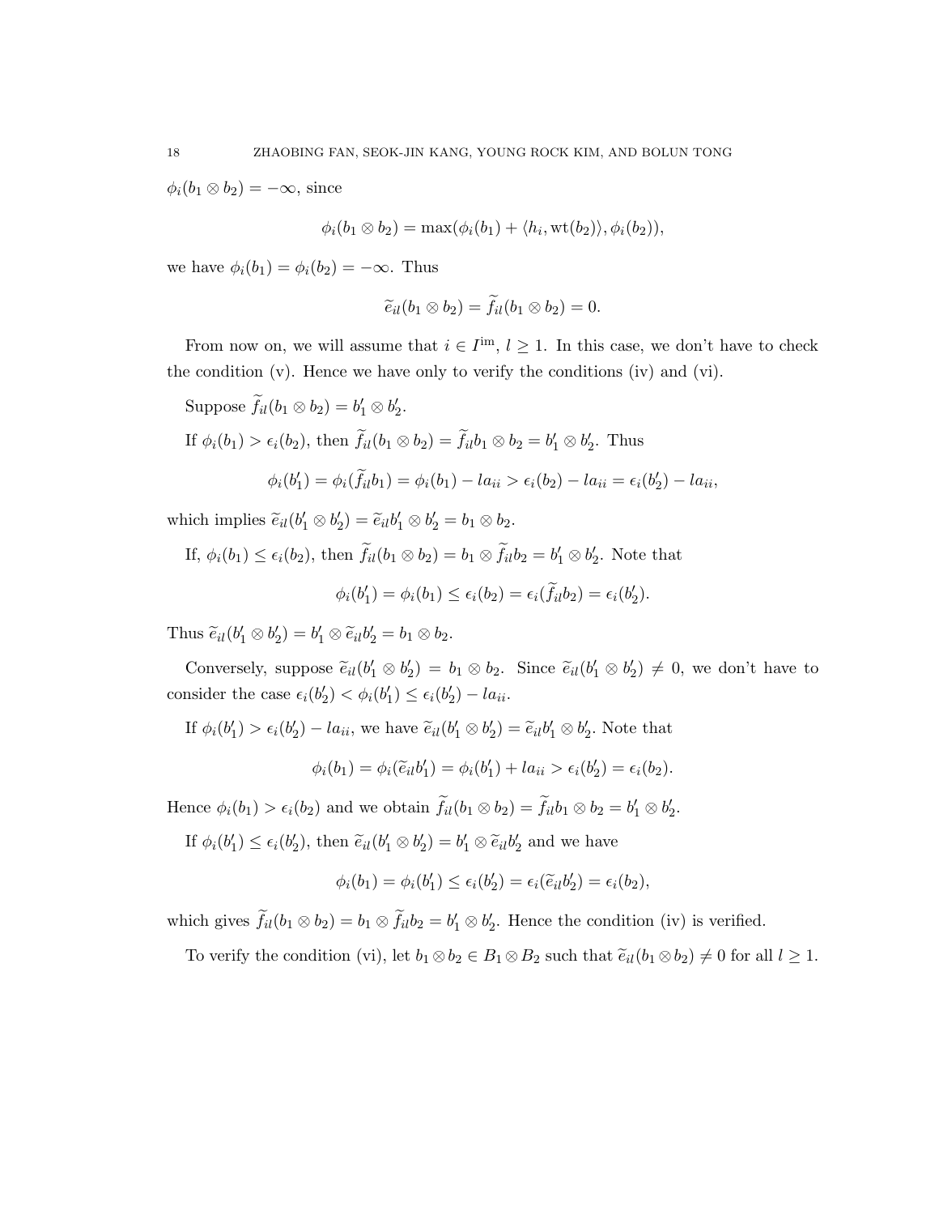$\phi_i(b_1 \otimes b_2) = -\infty$, since

$$\phi_i(b_1 \otimes b_2) = \max(\phi_i(b_1) + \langle h_i, \mathrm{wt}(b_2)\rangle, \phi_i(b_2)),$$

we have $\phi_i(b_1) = \phi_i(b_2) = -\infty$. Thus

$$\widetilde{e}_{il}(b_1 \otimes b_2) = \widetilde{f}_{il}(b_1 \otimes b_2) = 0.$$

From now on, we will assume that $i \in I^{\mathrm{im}}$, $l \geq 1$. In this case, we don't have to check the condition (v). Hence we have only to verify the conditions (iv) and (vi).

Suppose $\widetilde{f}_{il}(b_1 \otimes b_2) = b_1' \otimes b_2'$.

If $\phi_i(b_1) > \epsilon_i(b_2)$, then $\widetilde{f}_{il}(b_1 \otimes b_2) = \widetilde{f}_{il} b_1 \otimes b_2 = b_1' \otimes b_2'$. Thus

$$\phi_i(b_1') = \phi_i(\widetilde{f}_{il} b_1) = \phi_i(b_1) - l a_{ii} > \epsilon_i(b_2) - l a_{ii} = \epsilon_i(b_2') - l a_{ii},$$

which implies $\widetilde{e}_{il}(b_1' \otimes b_2') = \widetilde{e}_{il} b_1' \otimes b_2' = b_1 \otimes b_2$.

If, $\phi_i(b_1) \leq \epsilon_i(b_2)$, then $\widetilde{f}_{il}(b_1 \otimes b_2) = b_1 \otimes \widetilde{f}_{il} b_2 = b_1' \otimes b_2'$. Note that

$$\phi_i(b_1') = \phi_i(b_1) \leq \epsilon_i(b_2) = \epsilon_i(\widetilde{f}_{il} b_2) = \epsilon_i(b_2').$$

Thus $\widetilde{e}_{il}(b_1' \otimes b_2') = b_1' \otimes \widetilde{e}_{il} b_2' = b_1 \otimes b_2$.

Conversely, suppose $\widetilde{e}_{il}(b_1' \otimes b_2') = b_1 \otimes b_2$. Since $\widetilde{e}_{il}(b_1' \otimes b_2') \neq 0$, we don't have to consider the case $\epsilon_i(b_2') < \phi_i(b_1') \leq \epsilon_i(b_2') - l a_{ii}$.

If $\phi_i(b_1') > \epsilon_i(b_2') - l a_{ii}$, we have $\widetilde{e}_{il}(b_1' \otimes b_2') = \widetilde{e}_{il} b_1' \otimes b_2'$. Note that

$$\phi_i(b_1) = \phi_i(\widetilde{e}_{il} b_1') = \phi_i(b_1') + l a_{ii} > \epsilon_i(b_2') = \epsilon_i(b_2).$$

Hence $\phi_i(b_1) > \epsilon_i(b_2)$ and we obtain $\widetilde{f}_{il}(b_1 \otimes b_2) = \widetilde{f}_{il} b_1 \otimes b_2 = b_1' \otimes b_2'$.

If $\phi_i(b_1') \leq \epsilon_i(b_2')$, then $\widetilde{e}_{il}(b_1' \otimes b_2') = b_1' \otimes \widetilde{e}_{il} b_2'$ and we have

$$\phi_i(b_1) = \phi_i(b_1') \leq \epsilon_i(b_2') = \epsilon_i(\widetilde{e}_{il} b_2') = \epsilon_i(b_2),$$

which gives $\widetilde{f}_{il}(b_1 \otimes b_2) = b_1 \otimes \widetilde{f}_{il} b_2 = b_1' \otimes b_2'$. Hence the condition (iv) is verified.

To verify the condition (vi), let $b_1 \otimes b_2 \in B_1 \otimes B_2$ such that $\widetilde{e}_{il}(b_1 \otimes b_2) \neq 0$ for all $l \geq 1$.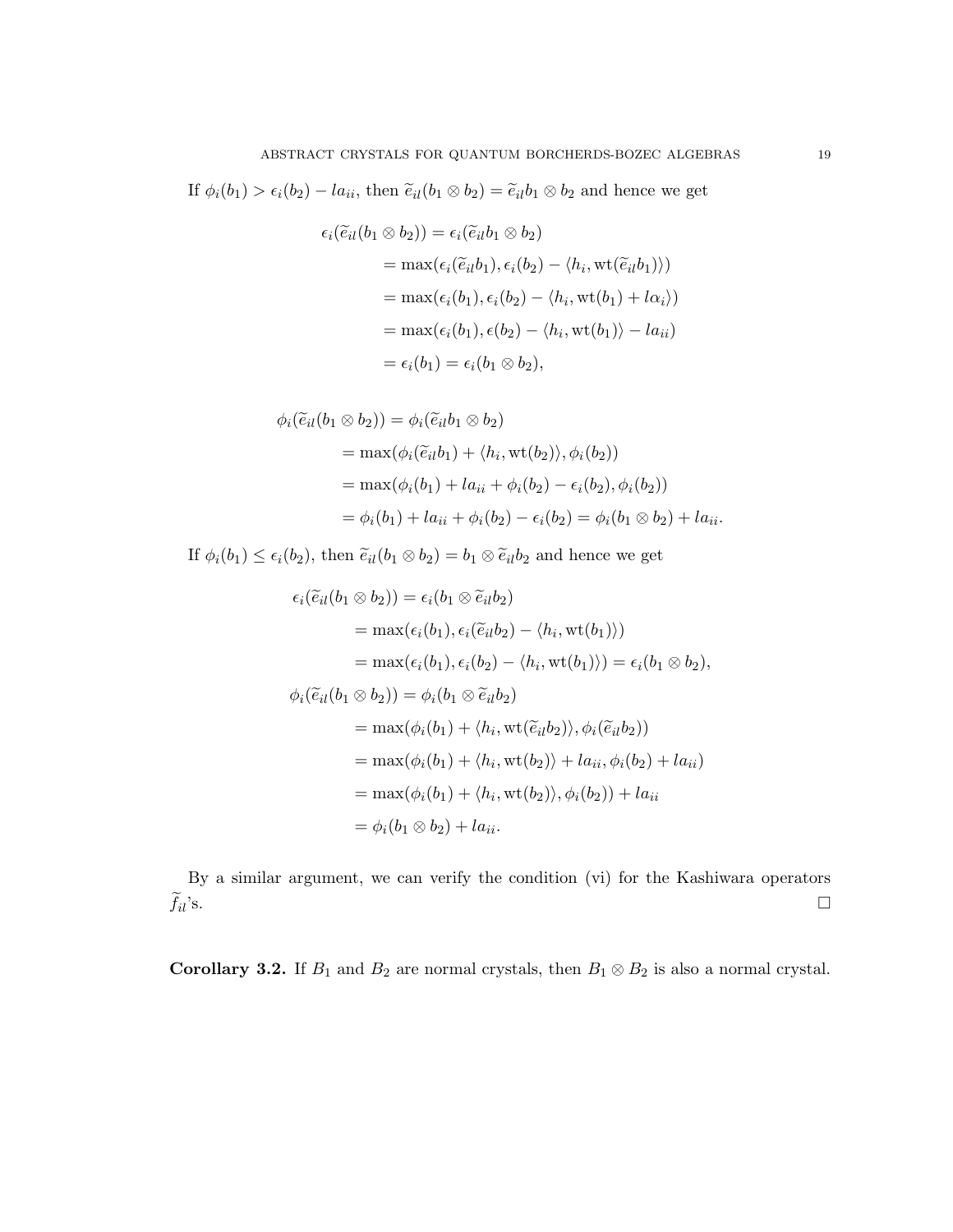If $\phi_i(b_1) > \epsilon_i(b_2) - la_{ii}$, then $\widetilde{e}_{il}(b_1 \otimes b_2) = \widetilde{e}_{il} b_1 \otimes b_2$ and hence we get

$$
\begin{aligned}
\epsilon_i(\widetilde{e}_{il}(b_1 \otimes b_2)) &= \epsilon_i(\widetilde{e}_{il} b_1 \otimes b_2) \\
&= \max(\epsilon_i(\widetilde{e}_{il} b_1), \epsilon_i(b_2) - \langle h_i, \mathrm{wt}(\widetilde{e}_{il} b_1)\rangle) \\
&= \max(\epsilon_i(b_1), \epsilon_i(b_2) - \langle h_i, \mathrm{wt}(b_1) + l\alpha_i\rangle) \\
&= \max(\epsilon_i(b_1), \epsilon(b_2) - \langle h_i, \mathrm{wt}(b_1)\rangle - la_{ii}) \\
&= \epsilon_i(b_1) = \epsilon_i(b_1 \otimes b_2),
\end{aligned}
$$

$$
\begin{aligned}
\phi_i(\widetilde{e}_{il}(b_1 \otimes b_2)) &= \phi_i(\widetilde{e}_{il} b_1 \otimes b_2) \\
&= \max(\phi_i(\widetilde{e}_{il} b_1) + \langle h_i, \mathrm{wt}(b_2)\rangle, \phi_i(b_2)) \\
&= \max(\phi_i(b_1) + la_{ii} + \phi_i(b_2) - \epsilon_i(b_2), \phi_i(b_2)) \\
&= \phi_i(b_1) + la_{ii} + \phi_i(b_2) - \epsilon_i(b_2) = \phi_i(b_1 \otimes b_2) + la_{ii}.
\end{aligned}
$$

If $\phi_i(b_1) \leq \epsilon_i(b_2)$, then $\widetilde{e}_{il}(b_1 \otimes b_2) = b_1 \otimes \widetilde{e}_{il} b_2$ and hence we get

$$
\begin{aligned}
\epsilon_i(\widetilde{e}_{il}(b_1 \otimes b_2)) &= \epsilon_i(b_1 \otimes \widetilde{e}_{il} b_2) \\
&= \max(\epsilon_i(b_1), \epsilon_i(\widetilde{e}_{il} b_2) - \langle h_i, \mathrm{wt}(b_1)\rangle) \\
&= \max(\epsilon_i(b_1), \epsilon_i(b_2) - \langle h_i, \mathrm{wt}(b_1)\rangle) = \epsilon_i(b_1 \otimes b_2), \\
\phi_i(\widetilde{e}_{il}(b_1 \otimes b_2)) &= \phi_i(b_1 \otimes \widetilde{e}_{il} b_2) \\
&= \max(\phi_i(b_1) + \langle h_i, \mathrm{wt}(\widetilde{e}_{il} b_2)\rangle, \phi_i(\widetilde{e}_{il} b_2)) \\
&= \max(\phi_i(b_1) + \langle h_i, \mathrm{wt}(b_2)\rangle + la_{ii}, \phi_i(b_2) + la_{ii}) \\
&= \max(\phi_i(b_1) + \langle h_i, \mathrm{wt}(b_2)\rangle, \phi_i(b_2)) + la_{ii} \\
&= \phi_i(b_1 \otimes b_2) + la_{ii}.
\end{aligned}
$$

By a similar argument, we can verify the condition (vi) for the Kashiwara operators $\widetilde{f}_{il}$'s. $\square$

**Corollary 3.2.** If $B_1$ and $B_2$ are normal crystals, then $B_1 \otimes B_2$ is also a normal crystal.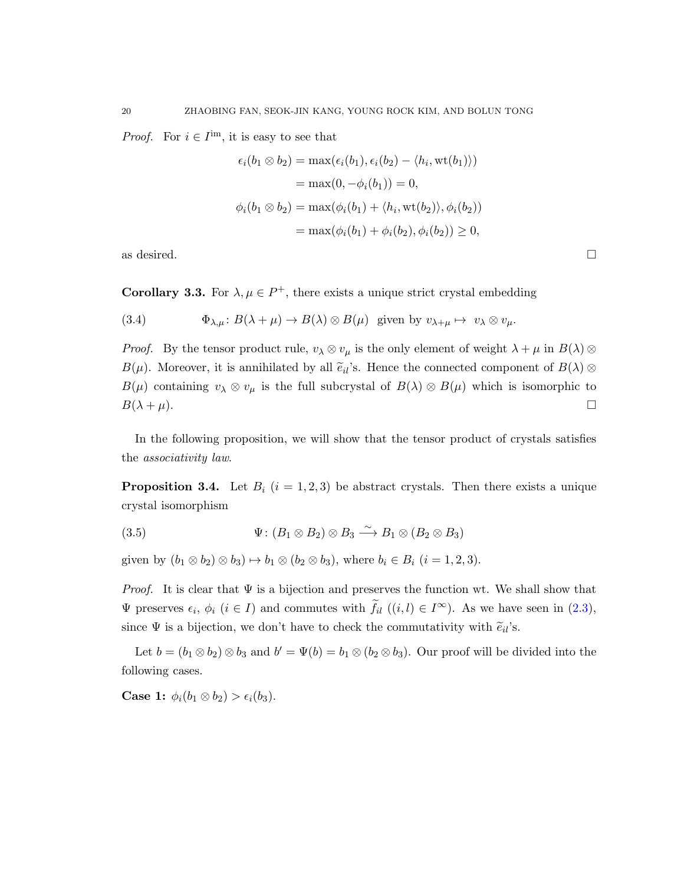*Proof.* For $i \in I^{\text{im}}$, it is easy to see that

$$\begin{aligned}
\epsilon_i(b_1 \otimes b_2) &= \max(\epsilon_i(b_1), \epsilon_i(b_2) - \langle h_i, \mathrm{wt}(b_1)\rangle) \\
&= \max(0, -\phi_i(b_1)) = 0, \\
\phi_i(b_1 \otimes b_2) &= \max(\phi_i(b_1) + \langle h_i, \mathrm{wt}(b_2)\rangle, \phi_i(b_2)) \\
&= \max(\phi_i(b_1) + \phi_i(b_2), \phi_i(b_2)) \geq 0,
\end{aligned}$$

as desired. □

**Corollary 3.3.** For $\lambda, \mu \in P^+$, there exists a unique strict crystal embedding

$$\Phi_{\lambda,\mu} \colon B(\lambda+\mu) \to B(\lambda) \otimes B(\mu) \ \text{ given by } v_{\lambda+\mu} \mapsto \ v_\lambda \otimes v_\mu. \tag{3.4}$$

*Proof.* By the tensor product rule, $v_\lambda \otimes v_\mu$ is the only element of weight $\lambda+\mu$ in $B(\lambda) \otimes B(\mu)$. Moreover, it is annihilated by all $\widetilde{e}_{il}$'s. Hence the connected component of $B(\lambda) \otimes B(\mu)$ containing $v_\lambda \otimes v_\mu$ is the full subcrystal of $B(\lambda) \otimes B(\mu)$ which is isomorphic to $B(\lambda+\mu)$. □

In the following proposition, we will show that the tensor product of crystals satisfies the *associativity law*.

**Proposition 3.4.** Let $B_i$ $(i = 1, 2, 3)$ be abstract crystals. Then there exists a unique crystal isomorphism

$$\Psi \colon (B_1 \otimes B_2) \otimes B_3 \xrightarrow{\sim} B_1 \otimes (B_2 \otimes B_3) \tag{3.5}$$

given by $(b_1 \otimes b_2) \otimes b_3) \mapsto b_1 \otimes (b_2 \otimes b_3)$, where $b_i \in B_i$ $(i = 1, 2, 3)$.

*Proof.* It is clear that $\Psi$ is a bijection and preserves the function wt. We shall show that $\Psi$ preserves $\epsilon_i$, $\phi_i$ $(i \in I)$ and commutes with $\widetilde{f}_{il}$ $((i,l) \in I^\infty)$. As we have seen in (2.3), since $\Psi$ is a bijection, we don't have to check the commutativity with $\widetilde{e}_{il}$'s.

Let $b = (b_1 \otimes b_2) \otimes b_3$ and $b' = \Psi(b) = b_1 \otimes (b_2 \otimes b_3)$. Our proof will be divided into the following cases.

**Case 1:** $\phi_i(b_1 \otimes b_2) > \epsilon_i(b_3)$.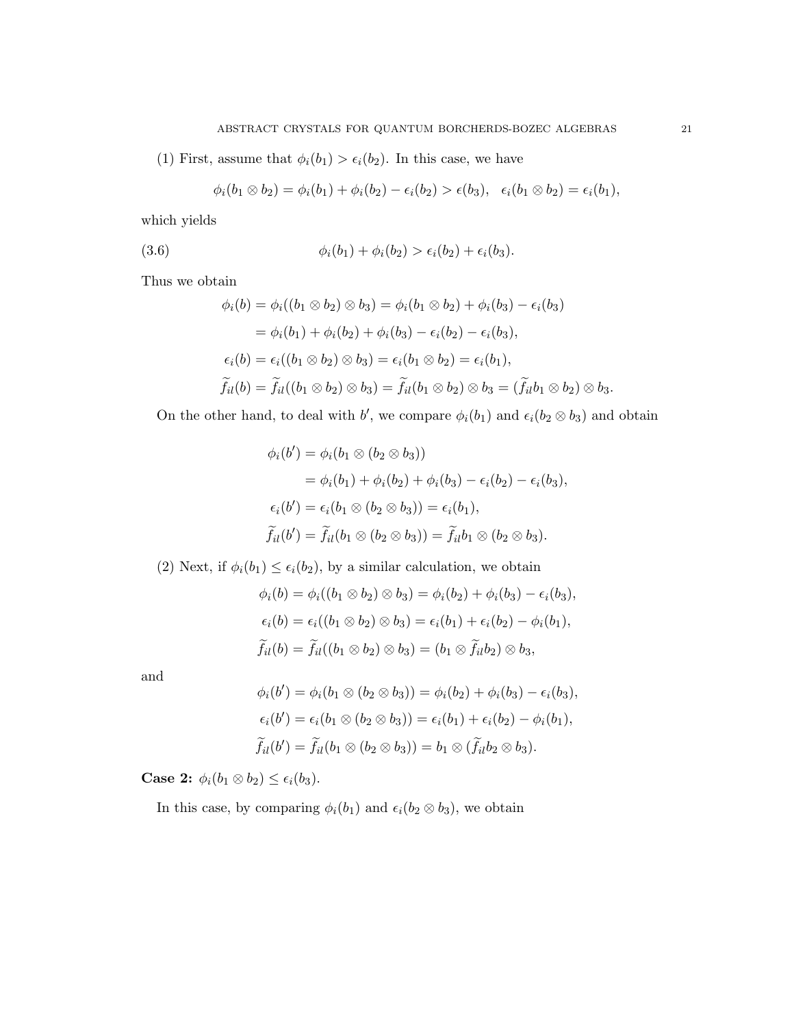(1) First, assume that $\phi_i(b_1) > \epsilon_i(b_2)$. In this case, we have

$$\phi_i(b_1 \otimes b_2) = \phi_i(b_1) + \phi_i(b_2) - \epsilon_i(b_2) > \epsilon(b_3), \quad \epsilon_i(b_1 \otimes b_2) = \epsilon_i(b_1),$$

which yields

$$\phi_i(b_1) + \phi_i(b_2) > \epsilon_i(b_2) + \epsilon_i(b_3). \tag{3.6}$$

Thus we obtain

$$\begin{aligned}
\phi_i(b) &= \phi_i((b_1 \otimes b_2) \otimes b_3) = \phi_i(b_1 \otimes b_2) + \phi_i(b_3) - \epsilon_i(b_3) \\
&= \phi_i(b_1) + \phi_i(b_2) + \phi_i(b_3) - \epsilon_i(b_2) - \epsilon_i(b_3), \\
\epsilon_i(b) &= \epsilon_i((b_1 \otimes b_2) \otimes b_3) = \epsilon_i(b_1 \otimes b_2) = \epsilon_i(b_1), \\
\widetilde{f}_{il}(b) &= \widetilde{f}_{il}((b_1 \otimes b_2) \otimes b_3) = \widetilde{f}_{il}(b_1 \otimes b_2) \otimes b_3 = (\widetilde{f}_{il} b_1 \otimes b_2) \otimes b_3.
\end{aligned}$$

On the other hand, to deal with $b'$, we compare $\phi_i(b_1)$ and $\epsilon_i(b_2 \otimes b_3)$ and obtain

$$\begin{aligned}
\phi_i(b') &= \phi_i(b_1 \otimes (b_2 \otimes b_3)) \\
&= \phi_i(b_1) + \phi_i(b_2) + \phi_i(b_3) - \epsilon_i(b_2) - \epsilon_i(b_3), \\
\epsilon_i(b') &= \epsilon_i(b_1 \otimes (b_2 \otimes b_3)) = \epsilon_i(b_1), \\
\widetilde{f}_{il}(b') &= \widetilde{f}_{il}(b_1 \otimes (b_2 \otimes b_3)) = \widetilde{f}_{il} b_1 \otimes (b_2 \otimes b_3).
\end{aligned}$$

(2) Next, if $\phi_i(b_1) \leq \epsilon_i(b_2)$, by a similar calculation, we obtain

$$\begin{aligned}
\phi_i(b) &= \phi_i((b_1 \otimes b_2) \otimes b_3) = \phi_i(b_2) + \phi_i(b_3) - \epsilon_i(b_3), \\
\epsilon_i(b) &= \epsilon_i((b_1 \otimes b_2) \otimes b_3) = \epsilon_i(b_1) + \epsilon_i(b_2) - \phi_i(b_1), \\
\widetilde{f}_{il}(b) &= \widetilde{f}_{il}((b_1 \otimes b_2) \otimes b_3) = (b_1 \otimes \widetilde{f}_{il} b_2) \otimes b_3,
\end{aligned}$$

and

$$\begin{aligned}
\phi_i(b') &= \phi_i(b_1 \otimes (b_2 \otimes b_3)) = \phi_i(b_2) + \phi_i(b_3) - \epsilon_i(b_3), \\
\epsilon_i(b') &= \epsilon_i(b_1 \otimes (b_2 \otimes b_3)) = \epsilon_i(b_1) + \epsilon_i(b_2) - \phi_i(b_1), \\
\widetilde{f}_{il}(b') &= \widetilde{f}_{il}(b_1 \otimes (b_2 \otimes b_3)) = b_1 \otimes (\widetilde{f}_{il} b_2 \otimes b_3).
\end{aligned}$$

**Case 2:** $\phi_i(b_1 \otimes b_2) \leq \epsilon_i(b_3)$.

In this case, by comparing $\phi_i(b_1)$ and $\epsilon_i(b_2 \otimes b_3)$, we obtain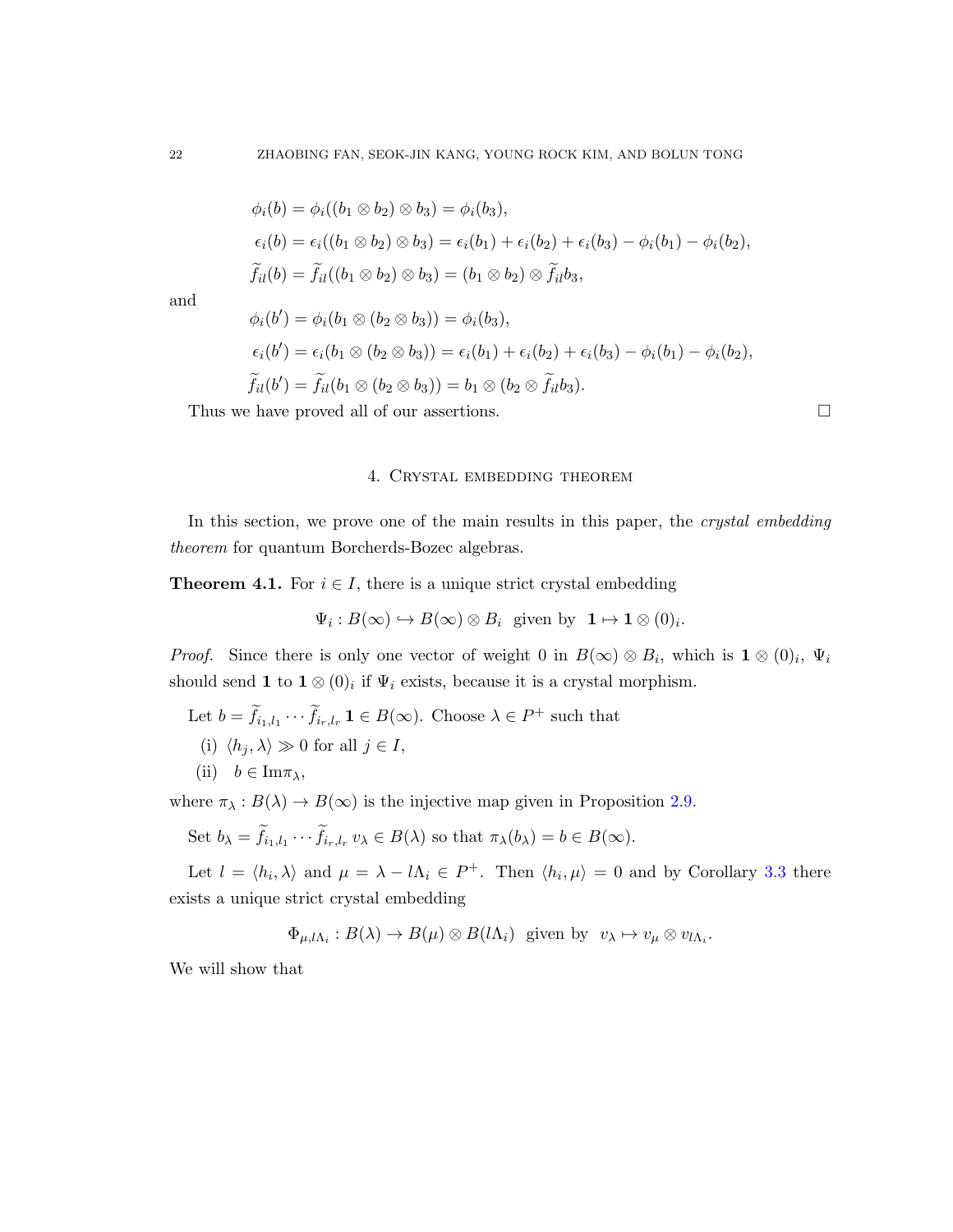$$\begin{aligned}
\phi_i(b) &= \phi_i((b_1 \otimes b_2) \otimes b_3) = \phi_i(b_3), \\
\epsilon_i(b) &= \epsilon_i((b_1 \otimes b_2) \otimes b_3) = \epsilon_i(b_1) + \epsilon_i(b_2) + \epsilon_i(b_3) - \phi_i(b_1) - \phi_i(b_2), \\
\widetilde{f}_{il}(b) &= \widetilde{f}_{il}((b_1 \otimes b_2) \otimes b_3) = (b_1 \otimes b_2) \otimes \widetilde{f}_{il} b_3,
\end{aligned}$$

and

$$\begin{aligned}
\phi_i(b') &= \phi_i(b_1 \otimes (b_2 \otimes b_3)) = \phi_i(b_3), \\
\epsilon_i(b') &= \epsilon_i(b_1 \otimes (b_2 \otimes b_3)) = \epsilon_i(b_1) + \epsilon_i(b_2) + \epsilon_i(b_3) - \phi_i(b_1) - \phi_i(b_2), \\
\widetilde{f}_{il}(b') &= \widetilde{f}_{il}(b_1 \otimes (b_2 \otimes b_3)) = b_1 \otimes (b_2 \otimes \widetilde{f}_{il} b_3).
\end{aligned}$$

Thus we have proved all of our assertions. $\square$

## 4. Crystal embedding theorem

In this section, we prove one of the main results in this paper, the *crystal embedding theorem* for quantum Borcherds-Bozec algebras.

**Theorem 4.1.** For $i \in I$, there is a unique strict crystal embedding

$$\Psi_i : B(\infty) \hookrightarrow B(\infty) \otimes B_i \ \text{ given by } \ \mathbf{1} \mapsto \mathbf{1} \otimes (0)_i.$$

*Proof.* Since there is only one vector of weight 0 in $B(\infty) \otimes B_i$, which is $\mathbf{1} \otimes (0)_i$, $\Psi_i$ should send $\mathbf{1}$ to $\mathbf{1} \otimes (0)_i$ if $\Psi_i$ exists, because it is a crystal morphism.

Let $b = \widetilde{f}_{i_1,l_1} \cdots \widetilde{f}_{i_r,l_r} \mathbf{1} \in B(\infty)$. Choose $\lambda \in P^+$ such that

(i) $\langle h_j, \lambda \rangle \gg 0$ for all $j \in I$,

(ii) $b \in \operatorname{Im}\pi_\lambda$,

where $\pi_\lambda : B(\lambda) \to B(\infty)$ is the injective map given in Proposition 2.9.

Set $b_\lambda = \widetilde{f}_{i_1,l_1} \cdots \widetilde{f}_{i_r,l_r} v_\lambda \in B(\lambda)$ so that $\pi_\lambda(b_\lambda) = b \in B(\infty)$.

Let $l = \langle h_i, \lambda \rangle$ and $\mu = \lambda - l\Lambda_i \in P^+$. Then $\langle h_i, \mu \rangle = 0$ and by Corollary 3.3 there exists a unique strict crystal embedding

$$\Phi_{\mu, l\Lambda_i} : B(\lambda) \to B(\mu) \otimes B(l\Lambda_i) \ \text{ given by } \ v_\lambda \mapsto v_\mu \otimes v_{l\Lambda_i}.$$

We will show that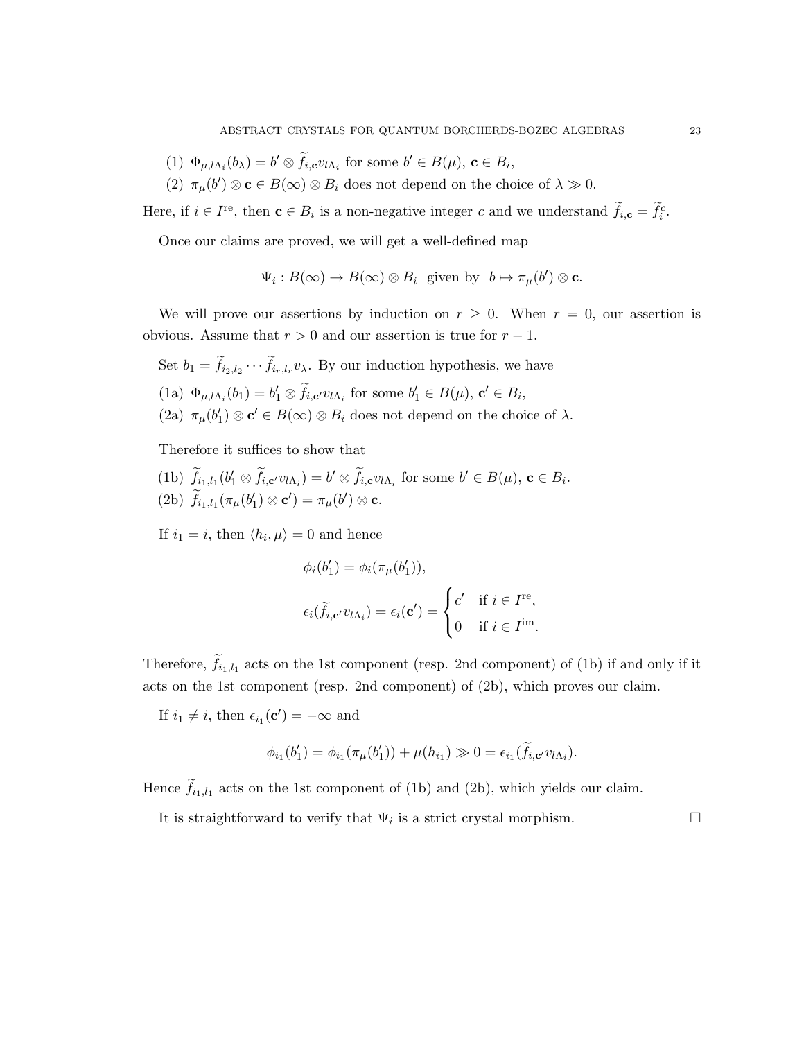(1) $\Phi_{\mu, l\Lambda_i}(b_\lambda) = b' \otimes \widetilde{f}_{i,\mathbf{c}} v_{l\Lambda_i}$ for some $b' \in B(\mu)$, $\mathbf{c} \in B_i$,

(2) $\pi_\mu(b') \otimes \mathbf{c} \in B(\infty) \otimes B_i$ does not depend on the choice of $\lambda \gg 0$.

Here, if $i \in I^{\mathrm{re}}$, then $\mathbf{c} \in B_i$ is a non-negative integer $c$ and we understand $\widetilde{f}_{i,\mathbf{c}} = \widetilde{f}_i^c$.

Once our claims are proved, we will get a well-defined map

$$\Psi_i : B(\infty) \to B(\infty) \otimes B_i \ \text{ given by } \ b \mapsto \pi_\mu(b') \otimes \mathbf{c}.$$

We will prove our assertions by induction on $r \geq 0$. When $r = 0$, our assertion is obvious. Assume that $r > 0$ and our assertion is true for $r - 1$.

Set $b_1 = \widetilde{f}_{i_2,l_2} \cdots \widetilde{f}_{i_r,l_r} v_\lambda$. By our induction hypothesis, we have

(1a) $\Phi_{\mu, l\Lambda_i}(b_1) = b_1' \otimes \widetilde{f}_{i,\mathbf{c}'} v_{l\Lambda_i}$ for some $b_1' \in B(\mu)$, $\mathbf{c}' \in B_i$,

(2a) $\pi_\mu(b_1') \otimes \mathbf{c}' \in B(\infty) \otimes B_i$ does not depend on the choice of $\lambda$.

Therefore it suffices to show that

(1b) $\widetilde{f}_{i_1,l_1}(b_1' \otimes \widetilde{f}_{i,\mathbf{c}'} v_{l\Lambda_i}) = b' \otimes \widetilde{f}_{i,\mathbf{c}} v_{l\Lambda_i}$ for some $b' \in B(\mu)$, $\mathbf{c} \in B_i$.

(2b) $\widetilde{f}_{i_1,l_1}(\pi_\mu(b_1') \otimes \mathbf{c}') = \pi_\mu(b') \otimes \mathbf{c}$.

If $i_1 = i$, then $\langle h_i, \mu \rangle = 0$ and hence

$$\phi_i(b_1') = \phi_i(\pi_\mu(b_1')),$$

$$\epsilon_i(\widetilde{f}_{i,\mathbf{c}'} v_{l\Lambda_i}) = \epsilon_i(\mathbf{c}') = \begin{cases} c' & \text{if } i \in I^{\mathrm{re}}, \\ 0 & \text{if } i \in I^{\mathrm{im}}. \end{cases}$$

Therefore, $\widetilde{f}_{i_1,l_1}$ acts on the 1st component (resp. 2nd component) of (1b) if and only if it acts on the 1st component (resp. 2nd component) of (2b), which proves our claim.

If $i_1 \neq i$, then $\epsilon_{i_1}(\mathbf{c}') = -\infty$ and

$$\phi_{i_1}(b_1') = \phi_{i_1}(\pi_\mu(b_1')) + \mu(h_{i_1}) \gg 0 = \epsilon_{i_1}(\widetilde{f}_{i,\mathbf{c}'} v_{l\Lambda_i}).$$

Hence $\widetilde{f}_{i_1,l_1}$ acts on the 1st component of (1b) and (2b), which yields our claim.

It is straightforward to verify that $\Psi_i$ is a strict crystal morphism. $\square$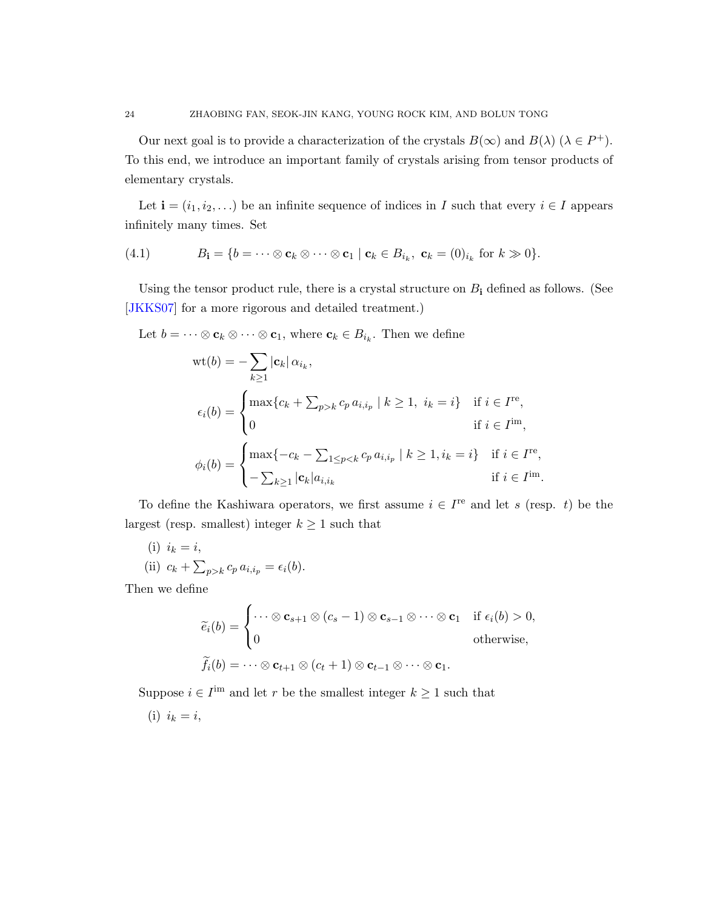Our next goal is to provide a characterization of the crystals $B(\infty)$ and $B(\lambda)$ ($\lambda \in P^+$). To this end, we introduce an important family of crystals arising from tensor products of elementary crystals.

Let $\mathbf{i} = (i_1, i_2, \dots)$ be an infinite sequence of indices in $I$ such that every $i \in I$ appears infinitely many times. Set

$$B_{\mathbf{i}} = \{ b = \cdots \otimes \mathbf{c}_k \otimes \cdots \otimes \mathbf{c}_1 \mid \mathbf{c}_k \in B_{i_k},\ \mathbf{c}_k = (0)_{i_k} \text{ for } k \gg 0 \}. \tag{4.1}$$

Using the tensor product rule, there is a crystal structure on $B_{\mathbf{i}}$ defined as follows. (See [JKKS07] for a more rigorous and detailed treatment.)

Let $b = \cdots \otimes \mathbf{c}_k \otimes \cdots \otimes \mathbf{c}_1$, where $\mathbf{c}_k \in B_{i_k}$. Then we define

$$\mathrm{wt}(b) = -\sum_{k \geq 1} |\mathbf{c}_k| \, \alpha_{i_k},$$

$$\epsilon_i(b) = \begin{cases} \max\{ c_k + \sum_{p > k} c_p \, a_{i,i_p} \mid k \geq 1,\ i_k = i \} & \text{if } i \in I^{\mathrm{re}}, \\ 0 & \text{if } i \in I^{\mathrm{im}}, \end{cases}$$

$$\phi_i(b) = \begin{cases} \max\{ -c_k - \sum_{1 \leq p < k} c_p \, a_{i,i_p} \mid k \geq 1, i_k = i \} & \text{if } i \in I^{\mathrm{re}}, \\ -\sum_{k \geq 1} |\mathbf{c}_k| a_{i,i_k} & \text{if } i \in I^{\mathrm{im}}. \end{cases}$$

To define the Kashiwara operators, we first assume $i \in I^{\mathrm{re}}$ and let $s$ (resp. $t$) be the largest (resp. smallest) integer $k \geq 1$ such that

(i) $i_k = i$,

(ii) $c_k + \sum_{p > k} c_p \, a_{i,i_p} = \epsilon_i(b)$.

Then we define

$$\widetilde{e}_i(b) = \begin{cases} \cdots \otimes \mathbf{c}_{s+1} \otimes (c_s - 1) \otimes \mathbf{c}_{s-1} \otimes \cdots \otimes \mathbf{c}_1 & \text{if } \epsilon_i(b) > 0, \\ 0 & \text{otherwise}, \end{cases}$$

$$\widetilde{f}_i(b) = \cdots \otimes \mathbf{c}_{t+1} \otimes (c_t + 1) \otimes \mathbf{c}_{t-1} \otimes \cdots \otimes \mathbf{c}_1.$$

Suppose $i \in I^{\mathrm{im}}$ and let $r$ be the smallest integer $k \geq 1$ such that

(i) $i_k = i$,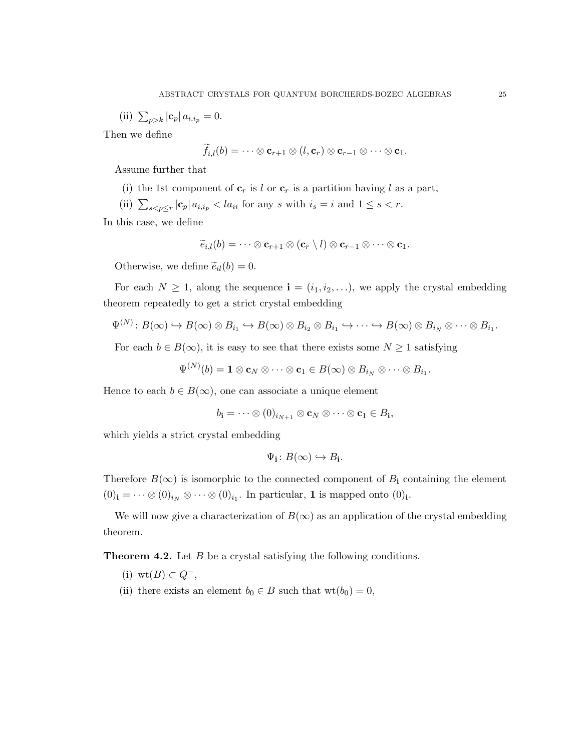(ii) $\sum_{p>k} |\mathbf{c}_p| \, a_{i,i_p} = 0$.

Then we define

$$\widetilde{f}_{i,l}(b) = \cdots \otimes \mathbf{c}_{r+1} \otimes (l, \mathbf{c}_r) \otimes \mathbf{c}_{r-1} \otimes \cdots \otimes \mathbf{c}_1.$$

Assume further that

(i) the 1st component of $\mathbf{c}_r$ is $l$ or $\mathbf{c}_r$ is a partition having $l$ as a part,

(ii) $\sum_{s<p\leq r} |\mathbf{c}_p| \, a_{i,i_p} < l a_{ii}$ for any $s$ with $i_s = i$ and $1 \leq s < r$.

In this case, we define

$$\widetilde{e}_{i,l}(b) = \cdots \otimes \mathbf{c}_{r+1} \otimes (\mathbf{c}_r \setminus l) \otimes \mathbf{c}_{r-1} \otimes \cdots \otimes \mathbf{c}_1.$$

Otherwise, we define $\widetilde{e}_{il}(b) = 0$.

For each $N \geq 1$, along the sequence $\mathbf{i} = (i_1, i_2, \ldots)$, we apply the crystal embedding theorem repeatedly to get a strict crystal embedding

$$\Psi^{(N)} \colon B(\infty) \hookrightarrow B(\infty) \otimes B_{i_1} \hookrightarrow B(\infty) \otimes B_{i_2} \otimes B_{i_1} \hookrightarrow \cdots \hookrightarrow B(\infty) \otimes B_{i_N} \otimes \cdots \otimes B_{i_1}.$$

For each $b \in B(\infty)$, it is easy to see that there exists some $N \geq 1$ satisfying

$$\Psi^{(N)}(b) = \mathbf{1} \otimes \mathbf{c}_N \otimes \cdots \otimes \mathbf{c}_1 \in B(\infty) \otimes B_{i_N} \otimes \cdots \otimes B_{i_1}.$$

Hence to each $b \in B(\infty)$, one can associate a unique element

$$b_{\mathbf{i}} = \cdots \otimes (0)_{i_{N+1}} \otimes \mathbf{c}_N \otimes \cdots \otimes \mathbf{c}_1 \in B_{\mathbf{i}},$$

which yields a strict crystal embedding

$$\Psi_{\mathbf{i}} \colon B(\infty) \hookrightarrow B_{\mathbf{i}}.$$

Therefore $B(\infty)$ is isomorphic to the connected component of $B_{\mathbf{i}}$ containing the element $(0)_{\mathbf{i}} = \cdots \otimes (0)_{i_N} \otimes \cdots \otimes (0)_{i_1}$. In particular, $\mathbf{1}$ is mapped onto $(0)_{\mathbf{i}}$.

We will now give a characterization of $B(\infty)$ as an application of the crystal embedding theorem.

**Theorem 4.2.** Let $B$ be a crystal satisfying the following conditions.

(i) $\mathrm{wt}(B) \subset Q^-$,

(ii) there exists an element $b_0 \in B$ such that $\mathrm{wt}(b_0) = 0$,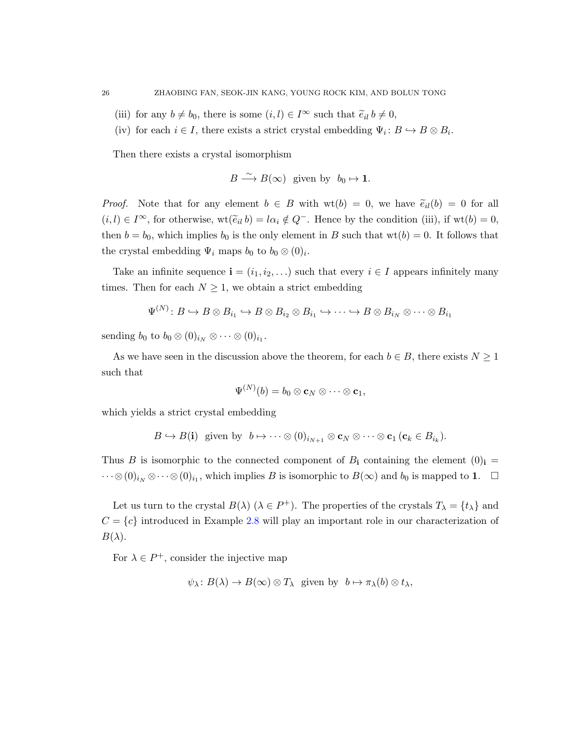(iii) for any $b \neq b_0$, there is some $(i,l) \in I^\infty$ such that $\widetilde{e}_{il}\, b \neq 0$,

(iv) for each $i \in I$, there exists a strict crystal embedding $\Psi_i \colon B \hookrightarrow B \otimes B_i$.

Then there exists a crystal isomorphism

$$B \xrightarrow{\sim} B(\infty) \ \text{ given by } \ b_0 \mapsto \mathbf{1}.$$

*Proof.* Note that for any element $b \in B$ with $\mathrm{wt}(b) = 0$, we have $\widetilde{e}_{il}(b) = 0$ for all $(i,l) \in I^\infty$, for otherwise, $\mathrm{wt}(\widetilde{e}_{il}\, b) = l\alpha_i \notin Q^-$. Hence by the condition (iii), if $\mathrm{wt}(b) = 0$, then $b = b_0$, which implies $b_0$ is the only element in $B$ such that $\mathrm{wt}(b) = 0$. It follows that the crystal embedding $\Psi_i$ maps $b_0$ to $b_0 \otimes (0)_i$.

Take an infinite sequence $\mathbf{i} = (i_1, i_2, \ldots)$ such that every $i \in I$ appears infinitely many times. Then for each $N \geq 1$, we obtain a strict embedding

$$\Psi^{(N)} \colon B \hookrightarrow B \otimes B_{i_1} \hookrightarrow B \otimes B_{i_2} \otimes B_{i_1} \hookrightarrow \cdots \hookrightarrow B \otimes B_{i_N} \otimes \cdots \otimes B_{i_1}$$

sending $b_0$ to $b_0 \otimes (0)_{i_N} \otimes \cdots \otimes (0)_{i_1}$.

As we have seen in the discussion above the theorem, for each $b \in B$, there exists $N \geq 1$ such that

$$\Psi^{(N)}(b) = b_0 \otimes \mathbf{c}_N \otimes \cdots \otimes \mathbf{c}_1,$$

which yields a strict crystal embedding

$$B \hookrightarrow B(\mathbf{i}) \ \text{ given by } \ b \mapsto \cdots \otimes (0)_{i_{N+1}} \otimes \mathbf{c}_N \otimes \cdots \otimes \mathbf{c}_1 \, (\mathbf{c}_k \in B_{i_k}).$$

Thus $B$ is isomorphic to the connected component of $B_{\mathbf{i}}$ containing the element $(0)_{\mathbf{i}} = \cdots \otimes (0)_{i_N} \otimes \cdots \otimes (0)_{i_1}$, which implies $B$ is isomorphic to $B(\infty)$ and $b_0$ is mapped to $\mathbf{1}$. $\square$

Let us turn to the crystal $B(\lambda)$ ($\lambda \in P^+$). The properties of the crystals $T_\lambda = \{t_\lambda\}$ and $C = \{c\}$ introduced in Example 2.8 will play an important role in our characterization of $B(\lambda)$.

For $\lambda \in P^+$, consider the injective map

$$\psi_\lambda \colon B(\lambda) \to B(\infty) \otimes T_\lambda \ \text{ given by } \ b \mapsto \pi_\lambda(b) \otimes t_\lambda,$$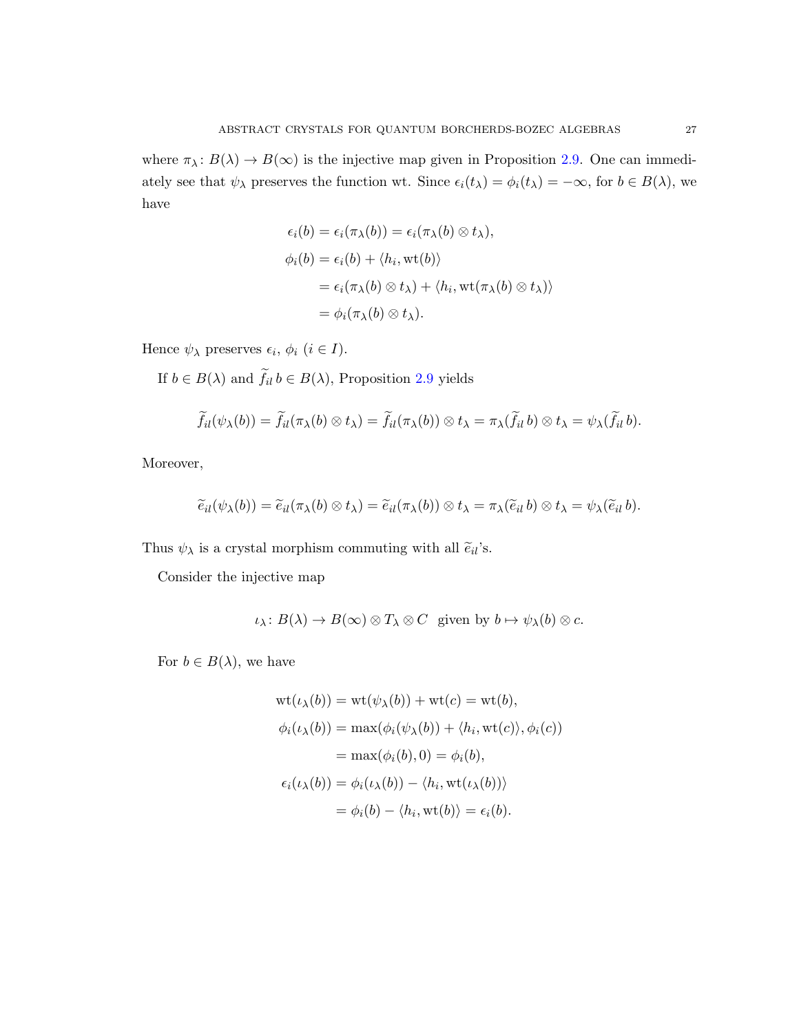where $\pi_\lambda \colon B(\lambda) \to B(\infty)$ is the injective map given in Proposition 2.9. One can immediately see that $\psi_\lambda$ preserves the function wt. Since $\epsilon_i(t_\lambda) = \phi_i(t_\lambda) = -\infty$, for $b \in B(\lambda)$, we have

$$
\begin{aligned}
\epsilon_i(b) &= \epsilon_i(\pi_\lambda(b)) = \epsilon_i(\pi_\lambda(b) \otimes t_\lambda), \\
\phi_i(b) &= \epsilon_i(b) + \langle h_i, \mathrm{wt}(b) \rangle \\
&= \epsilon_i(\pi_\lambda(b) \otimes t_\lambda) + \langle h_i, \mathrm{wt}(\pi_\lambda(b) \otimes t_\lambda) \rangle \\
&= \phi_i(\pi_\lambda(b) \otimes t_\lambda).
\end{aligned}
$$

Hence $\psi_\lambda$ preserves $\epsilon_i$, $\phi_i$ $(i \in I)$.

If $b \in B(\lambda)$ and $\widetilde{f}_{il}\, b \in B(\lambda)$, Proposition 2.9 yields

$$
\widetilde{f}_{il}(\psi_\lambda(b)) = \widetilde{f}_{il}(\pi_\lambda(b) \otimes t_\lambda) = \widetilde{f}_{il}(\pi_\lambda(b)) \otimes t_\lambda = \pi_\lambda(\widetilde{f}_{il}\, b) \otimes t_\lambda = \psi_\lambda(\widetilde{f}_{il}\, b).
$$

Moreover,

$$
\widetilde{e}_{il}(\psi_\lambda(b)) = \widetilde{e}_{il}(\pi_\lambda(b) \otimes t_\lambda) = \widetilde{e}_{il}(\pi_\lambda(b)) \otimes t_\lambda = \pi_\lambda(\widetilde{e}_{il}\, b) \otimes t_\lambda = \psi_\lambda(\widetilde{e}_{il}\, b).
$$

Thus $\psi_\lambda$ is a crystal morphism commuting with all $\widetilde{e}_{il}$'s.

Consider the injective map

$$
\iota_\lambda \colon B(\lambda) \to B(\infty) \otimes T_\lambda \otimes C \;\; \text{given by } b \mapsto \psi_\lambda(b) \otimes c.
$$

For $b \in B(\lambda)$, we have

$$
\begin{aligned}
\mathrm{wt}(\iota_\lambda(b)) &= \mathrm{wt}(\psi_\lambda(b)) + \mathrm{wt}(c) = \mathrm{wt}(b), \\
\phi_i(\iota_\lambda(b)) &= \max(\phi_i(\psi_\lambda(b)) + \langle h_i, \mathrm{wt}(c) \rangle, \phi_i(c)) \\
&= \max(\phi_i(b), 0) = \phi_i(b), \\
\epsilon_i(\iota_\lambda(b)) &= \phi_i(\iota_\lambda(b)) - \langle h_i, \mathrm{wt}(\iota_\lambda(b)) \rangle \\
&= \phi_i(b) - \langle h_i, \mathrm{wt}(b) \rangle = \epsilon_i(b).
\end{aligned}
$$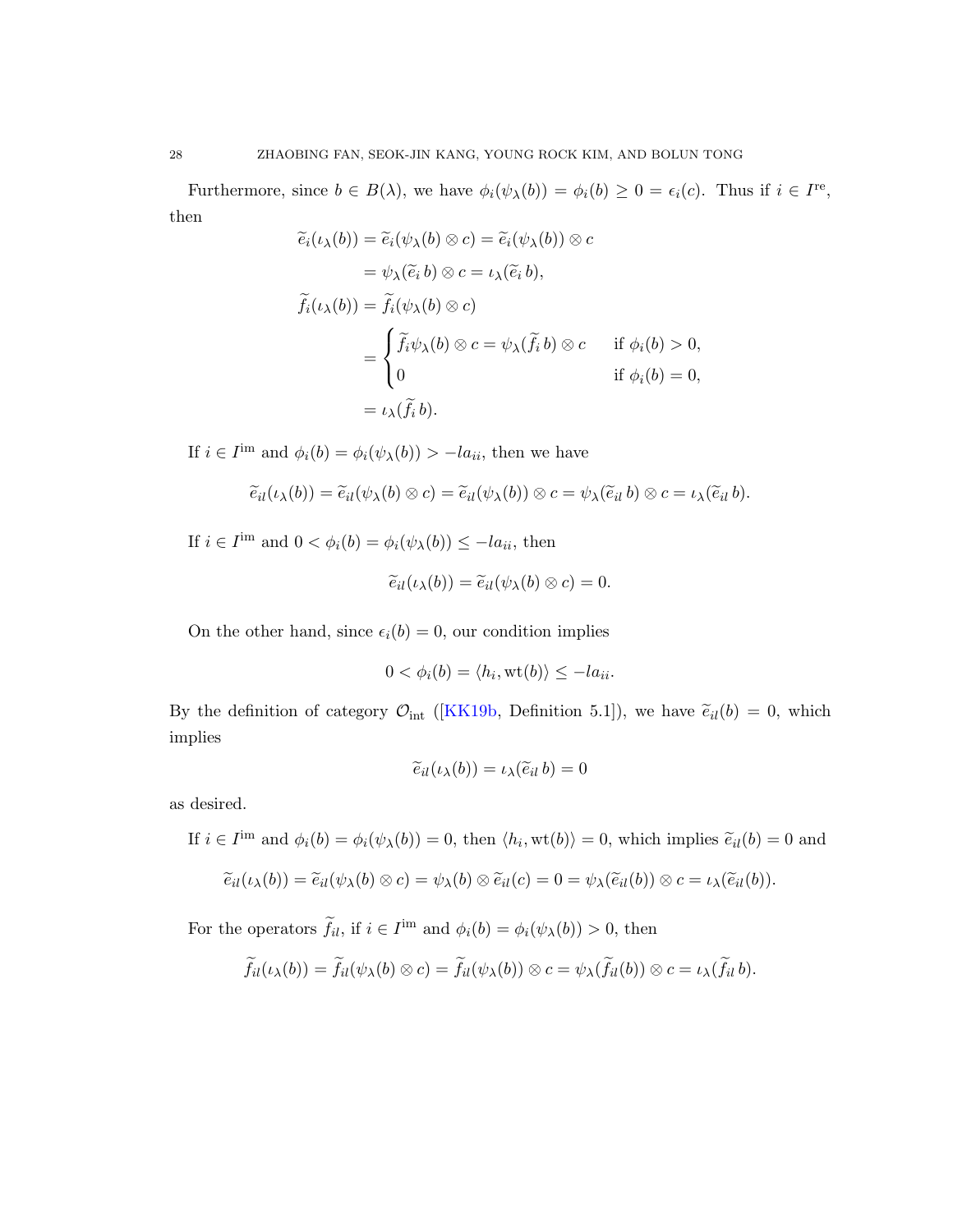Furthermore, since $b \in B(\lambda)$, we have $\phi_i(\psi_\lambda(b)) = \phi_i(b) \geq 0 = \epsilon_i(c)$. Thus if $i \in I^{\mathrm{re}}$, then

$$
\begin{aligned}
\widetilde{e}_i(\iota_\lambda(b)) &= \widetilde{e}_i(\psi_\lambda(b) \otimes c) = \widetilde{e}_i(\psi_\lambda(b)) \otimes c \\
&= \psi_\lambda(\widetilde{e}_i\, b) \otimes c = \iota_\lambda(\widetilde{e}_i\, b), \\
\widetilde{f}_i(\iota_\lambda(b)) &= \widetilde{f}_i(\psi_\lambda(b) \otimes c) \\
&= \begin{cases} \widetilde{f}_i \psi_\lambda(b) \otimes c = \psi_\lambda(\widetilde{f}_i\, b) \otimes c & \text{if } \phi_i(b) > 0, \\ 0 & \text{if } \phi_i(b) = 0, \end{cases} \\
&= \iota_\lambda(\widetilde{f}_i\, b).
\end{aligned}
$$

If $i \in I^{\mathrm{im}}$ and $\phi_i(b) = \phi_i(\psi_\lambda(b)) > -l a_{ii}$, then we have

$$
\widetilde{e}_{il}(\iota_\lambda(b)) = \widetilde{e}_{il}(\psi_\lambda(b) \otimes c) = \widetilde{e}_{il}(\psi_\lambda(b)) \otimes c = \psi_\lambda(\widetilde{e}_{il}\, b) \otimes c = \iota_\lambda(\widetilde{e}_{il}\, b).
$$

If $i \in I^{\mathrm{im}}$ and $0 < \phi_i(b) = \phi_i(\psi_\lambda(b)) \leq -l a_{ii}$, then

$$
\widetilde{e}_{il}(\iota_\lambda(b)) = \widetilde{e}_{il}(\psi_\lambda(b) \otimes c) = 0.
$$

On the other hand, since $\epsilon_i(b) = 0$, our condition implies

$$
0 < \phi_i(b) = \langle h_i, \mathrm{wt}(b) \rangle \leq -l a_{ii}.
$$

By the definition of category $\mathcal{O}_{\mathrm{int}}$ ([KK19b, Definition 5.1]), we have $\widetilde{e}_{il}(b) = 0$, which implies

$$
\widetilde{e}_{il}(\iota_\lambda(b)) = \iota_\lambda(\widetilde{e}_{il}\, b) = 0
$$

as desired.

If $i \in I^{\mathrm{im}}$ and $\phi_i(b) = \phi_i(\psi_\lambda(b)) = 0$, then $\langle h_i, \mathrm{wt}(b) \rangle = 0$, which implies $\widetilde{e}_{il}(b) = 0$ and

$$
\widetilde{e}_{il}(\iota_\lambda(b)) = \widetilde{e}_{il}(\psi_\lambda(b) \otimes c) = \psi_\lambda(b) \otimes \widetilde{e}_{il}(c) = 0 = \psi_\lambda(\widetilde{e}_{il}(b)) \otimes c = \iota_\lambda(\widetilde{e}_{il}(b)).
$$

For the operators $\widetilde{f}_{il}$, if $i \in I^{\mathrm{im}}$ and $\phi_i(b) = \phi_i(\psi_\lambda(b)) > 0$, then

$$
\widetilde{f}_{il}(\iota_\lambda(b)) = \widetilde{f}_{il}(\psi_\lambda(b) \otimes c) = \widetilde{f}_{il}(\psi_\lambda(b)) \otimes c = \psi_\lambda(\widetilde{f}_{il}(b)) \otimes c = \iota_\lambda(\widetilde{f}_{il}\, b).
$$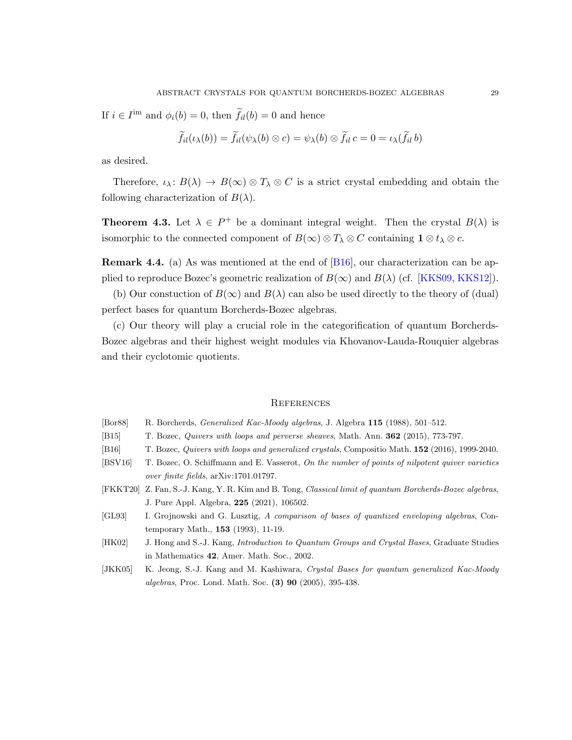If $i \in I^{\text{im}}$ and $\phi_i(b) = 0$, then $\widetilde{f}_{il}(b) = 0$ and hence

$$\widetilde{f}_{il}(\iota_\lambda(b)) = \widetilde{f}_{il}(\psi_\lambda(b) \otimes c) = \psi_\lambda(b) \otimes \widetilde{f}_{il}\, c = 0 = \iota_\lambda(\widetilde{f}_{il}\, b)$$

as desired.

Therefore, $\iota_\lambda \colon B(\lambda) \to B(\infty) \otimes T_\lambda \otimes C$ is a strict crystal embedding and obtain the following characterization of $B(\lambda)$.

**Theorem 4.3.** Let $\lambda \in P^+$ be a dominant integral weight. Then the crystal $B(\lambda)$ is isomorphic to the connected component of $B(\infty) \otimes T_\lambda \otimes C$ containing $\mathbf{1} \otimes t_\lambda \otimes c$.

**Remark 4.4.** (a) As was mentioned at the end of [B16], our characterization can be applied to reproduce Bozec's geometric realization of $B(\infty)$ and $B(\lambda)$ (cf. [KKS09, KKS12]).

(b) Our constuction of $B(\infty)$ and $B(\lambda)$ can also be used directly to the theory of (dual) perfect bases for quantum Borcherds-Bozec algebras.

(c) Our theory will play a crucial role in the categorification of quantum Borcherds-Bozec algebras and their highest weight modules via Khovanov-Lauda-Rouquier algebras and their cyclotomic quotients.

## References

- [Bor88] R. Borcherds, *Generalized Kac-Moody algebras*, J. Algebra **115** (1988), 501–512.
- [B15] T. Bozec, *Quivers with loops and perverse sheaves*, Math. Ann. **362** (2015), 773-797.
- [B16] T. Bozec, *Quivers with loops and generalized crystals*, Compositio Math. **152** (2016), 1999-2040.
- [BSV16] T. Bozec, O. Schiffmann and E. Vasserot, *On the number of points of nilpotent quiver varieties over finite fields*, arXiv:1701.01797.
- [FKKT20] Z. Fan, S.-J. Kang, Y. R. Kim and B. Tong, *Classical limit of quantum Borcherds-Bozec algebras*, J. Pure Appl. Algebra, **225** (2021), 106502.
- [GL93] I. Grojnowski and G. Lusztig, *A comparison of bases of quantized enveloping algebras*, Contemporary Math., **153** (1993), 11-19.
- [HK02] J. Hong and S.-J. Kang, *Introduction to Quantum Groups and Crystal Bases*, Graduate Studies in Mathematics **42**, Amer. Math. Soc., 2002.
- [JKK05] K. Jeong, S.-J. Kang and M. Kashiwara, *Crystal Bases for quantum generalized Kac-Moody algebras*, Proc. Lond. Math. Soc. **(3) 90** (2005), 395-438.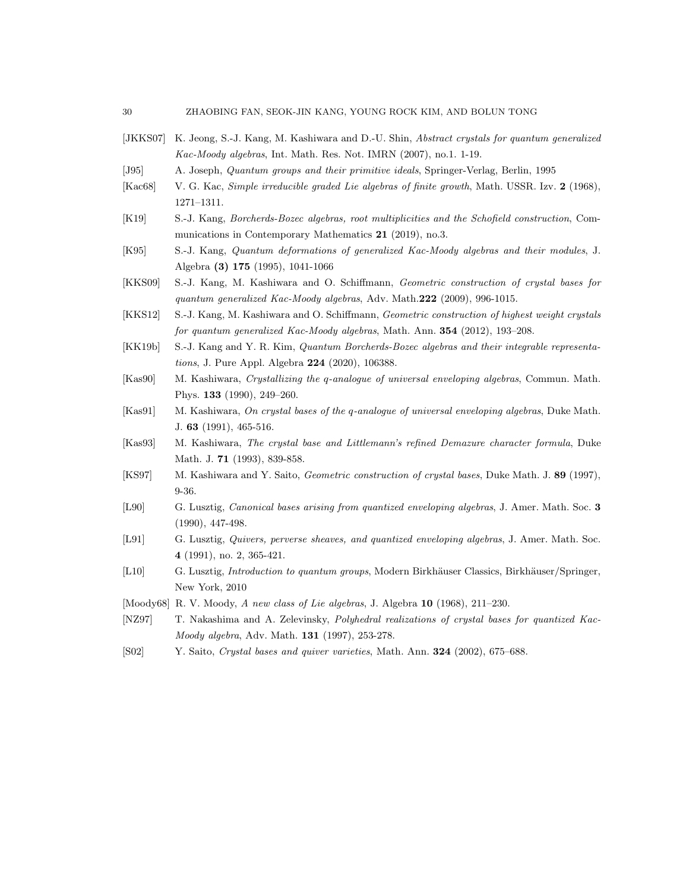- [JKKS07] K. Jeong, S.-J. Kang, M. Kashiwara and D.-U. Shin, *Abstract crystals for quantum generalized Kac-Moody algebras*, Int. Math. Res. Not. IMRN (2007), no.1. 1-19.
- [J95] A. Joseph, *Quantum groups and their primitive ideals*, Springer-Verlag, Berlin, 1995
- [Kac68] V. G. Kac, *Simple irreducible graded Lie algebras of finite growth*, Math. USSR. Izv. **2** (1968), 1271–1311.
- [K19] S.-J. Kang, *Borcherds-Bozec algebras, root multiplicities and the Schofield construction*, Communications in Contemporary Mathematics **21** (2019), no.3.
- [K95] S.-J. Kang, *Quantum deformations of generalized Kac-Moody algebras and their modules*, J. Algebra **(3) 175** (1995), 1041-1066
- [KKS09] S.-J. Kang, M. Kashiwara and O. Schiffmann, *Geometric construction of crystal bases for quantum generalized Kac-Moody algebras*, Adv. Math.**222** (2009), 996-1015.
- [KKS12] S.-J. Kang, M. Kashiwara and O. Schiffmann, *Geometric construction of highest weight crystals for quantum generalized Kac-Moody algebras*, Math. Ann. **354** (2012), 193–208.
- [KK19b] S.-J. Kang and Y. R. Kim, *Quantum Borcherds-Bozec algebras and their integrable representations*, J. Pure Appl. Algebra **224** (2020), 106388.
- [Kas90] M. Kashiwara, *Crystallizing the q-analogue of universal enveloping algebras*, Commun. Math. Phys. **133** (1990), 249–260.
- [Kas91] M. Kashiwara, *On crystal bases of the q-analogue of universal enveloping algebras*, Duke Math. J. **63** (1991), 465-516.
- [Kas93] M. Kashiwara, *The crystal base and Littlemann's refined Demazure character formula*, Duke Math. J. **71** (1993), 839-858.
- [KS97] M. Kashiwara and Y. Saito, *Geometric construction of crystal bases*, Duke Math. J. **89** (1997), 9-36.
- [L90] G. Lusztig, *Canonical bases arising from quantized enveloping algebras*, J. Amer. Math. Soc. **3** (1990), 447-498.
- [L91] G. Lusztig, *Quivers, perverse sheaves, and quantized enveloping algebras*, J. Amer. Math. Soc. **4** (1991), no. 2, 365-421.
- [L10] G. Lusztig, *Introduction to quantum groups*, Modern Birkhäuser Classics, Birkhäuser/Springer, New York, 2010
- [Moody68] R. V. Moody, *A new class of Lie algebras*, J. Algebra **10** (1968), 211–230.
- [NZ97] T. Nakashima and A. Zelevinsky, *Polyhedral realizations of crystal bases for quantized Kac-Moody algebra*, Adv. Math. **131** (1997), 253-278.
- [S02] Y. Saito, *Crystal bases and quiver varieties*, Math. Ann. **324** (2002), 675–688.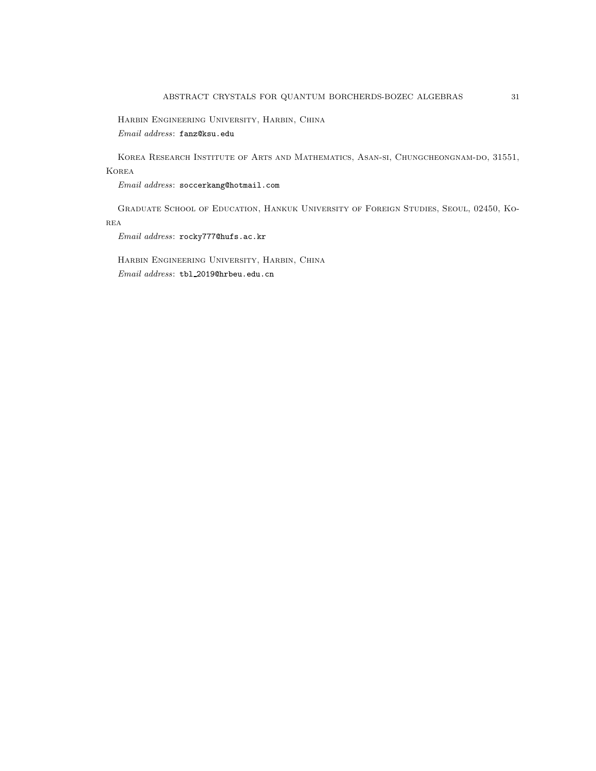Harbin Engineering University, Harbin, China

*Email address*: fanz@ksu.edu

Korea Research Institute of Arts and Mathematics, Asan-si, Chungcheongnam-do, 31551, Korea

*Email address*: soccerkang@hotmail.com

Graduate School of Education, Hankuk University of Foreign Studies, Seoul, 02450, Korea

*Email address*: rocky777@hufs.ac.kr

Harbin Engineering University, Harbin, China

*Email address*: tbl_2019@hrbeu.edu.cn